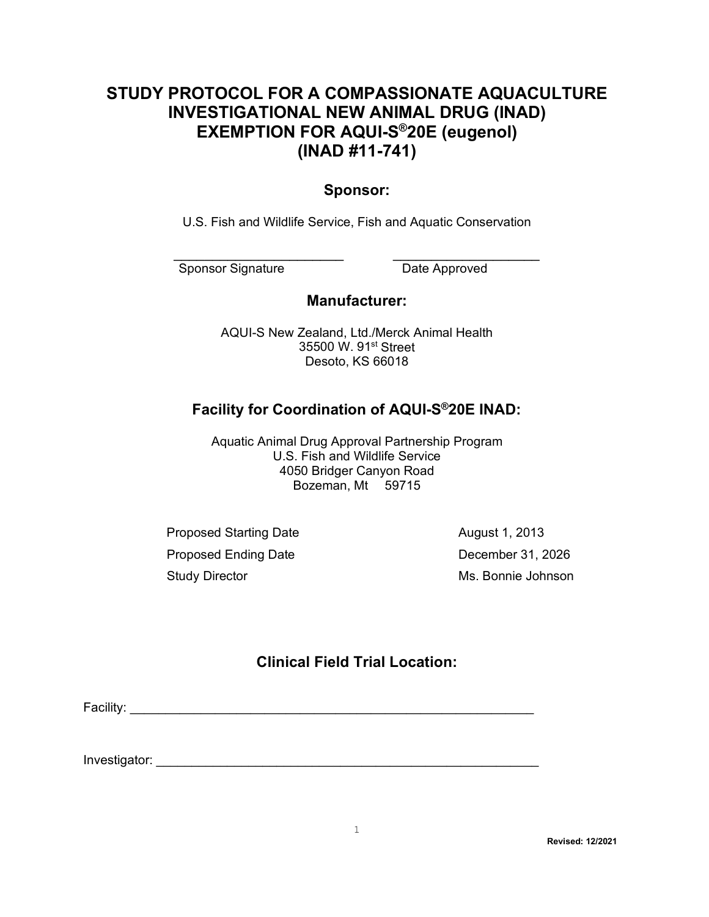# STUDY PROTOCOL FOR A COMPASSIONATE AQUACULTURE INVESTIGATIONAL NEW ANIMAL DRUG (INAD) EXEMPTION FOR AQUI-S®20E (eugenol) (INAD #11-741)

## Sponsor:

U.S. Fish and Wildlife Service, Fish and Aquatic Conservation

________________________ ____________________
Sponsor Signature Date Approved

## Manufacturer:

AQUI-S New Zealand, Ltd./Merck Animal Health
35500 W. 91st Street
Desoto, KS 66018

## Facility for Coordination of AQUI-S®20E INAD:

Aquatic Animal Drug Approval Partnership Program
U.S. Fish and Wildlife Service
4050 Bridger Canyon Road
Bozeman, Mt 59715

| | |
|---|---|
| Proposed Starting Date | August 1, 2013 |
| Proposed Ending Date | December 31, 2026 |
| Study Director | Ms. Bonnie Johnson |

## Clinical Field Trial Location:

Facility: ____________________________________________________________

Investigator: _________________________________________________________

Revised: 12/2021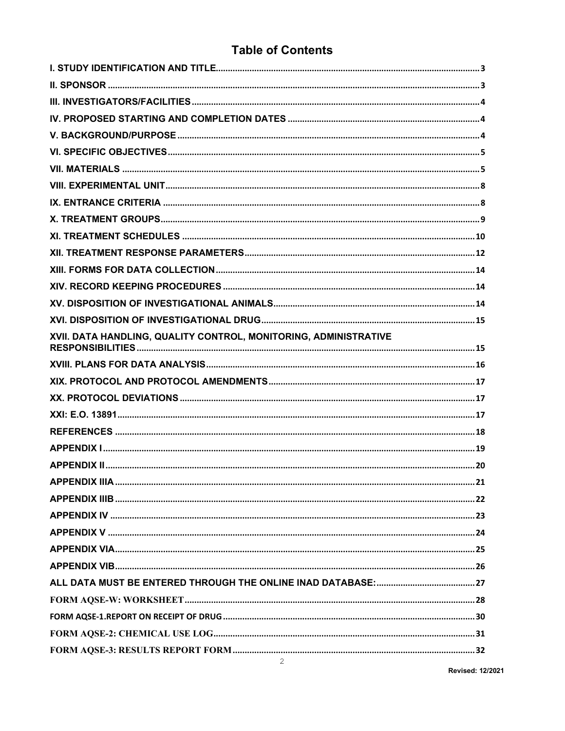# Table of Contents

I. STUDY IDENTIFICATION AND TITLE .......... 3

II. SPONSOR .......... 3

III. INVESTIGATORS/FACILITIES .......... 4

IV. PROPOSED STARTING AND COMPLETION DATES .......... 4

V. BACKGROUND/PURPOSE .......... 4

VI. SPECIFIC OBJECTIVES .......... 5

VII. MATERIALS .......... 5

VIII. EXPERIMENTAL UNIT .......... 8

IX. ENTRANCE CRITERIA .......... 8

X. TREATMENT GROUPS .......... 9

XI. TREATMENT SCHEDULES .......... 10

XII. TREATMENT RESPONSE PARAMETERS .......... 12

XIII. FORMS FOR DATA COLLECTION .......... 14

XIV. RECORD KEEPING PROCEDURES .......... 14

XV. DISPOSITION OF INVESTIGATIONAL ANIMALS .......... 14

XVI. DISPOSITION OF INVESTIGATIONAL DRUG .......... 15

XVII. DATA HANDLING, QUALITY CONTROL, MONITORING, ADMINISTRATIVE RESPONSIBILITIES .......... 15

XVIII. PLANS FOR DATA ANALYSIS .......... 16

XIX. PROTOCOL AND PROTOCOL AMENDMENTS .......... 17

XX. PROTOCOL DEVIATIONS .......... 17

XXI: E.O. 13891 .......... 17

REFERENCES .......... 18

APPENDIX I .......... 19

APPENDIX II .......... 20

APPENDIX IIIA .......... 21

APPENDIX IIIB .......... 22

APPENDIX IV .......... 23

APPENDIX V .......... 24

APPENDIX VIA .......... 25

APPENDIX VIB .......... 26

ALL DATA MUST BE ENTERED THROUGH THE ONLINE INAD DATABASE: .......... 27

FORM AQSE-W: WORKSHEET .......... 28

FORM AQSE-1.REPORT ON RECEIPT OF DRUG .......... 30

FORM AQSE-2: CHEMICAL USE LOG .......... 31

FORM AQSE-3: RESULTS REPORT FORM .......... 32

Revised: 12/2021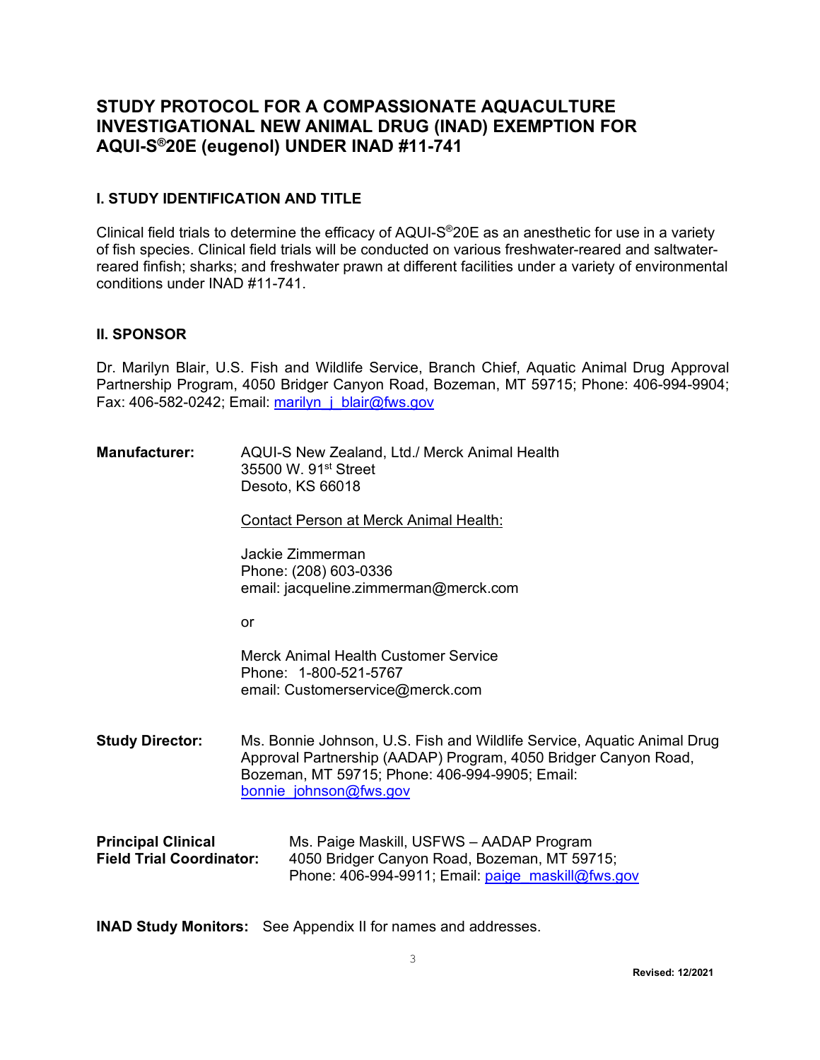# STUDY PROTOCOL FOR A COMPASSIONATE AQUACULTURE INVESTIGATIONAL NEW ANIMAL DRUG (INAD) EXEMPTION FOR AQUI-S®20E (eugenol) UNDER INAD #11-741

## I. STUDY IDENTIFICATION AND TITLE

Clinical field trials to determine the efficacy of AQUI-S®20E as an anesthetic for use in a variety of fish species. Clinical field trials will be conducted on various freshwater-reared and saltwater-reared finfish; sharks; and freshwater prawn at different facilities under a variety of environmental conditions under INAD #11-741.

## II. SPONSOR

Dr. Marilyn Blair, U.S. Fish and Wildlife Service, Branch Chief, Aquatic Animal Drug Approval Partnership Program, 4050 Bridger Canyon Road, Bozeman, MT 59715; Phone: 406-994-9904; Fax: 406-582-0242; Email: marilyn_j_blair@fws.gov

**Manufacturer:** AQUI-S New Zealand, Ltd./ Merck Animal Health
35500 W. 91st Street
Desoto, KS 66018

Contact Person at Merck Animal Health:

Jackie Zimmerman
Phone: (208) 603-0336
email: jacqueline.zimmerman@merck.com

or

Merck Animal Health Customer Service
Phone: 1-800-521-5767
email: Customerservice@merck.com

**Study Director:** Ms. Bonnie Johnson, U.S. Fish and Wildlife Service, Aquatic Animal Drug Approval Partnership (AADAP) Program, 4050 Bridger Canyon Road, Bozeman, MT 59715; Phone: 406-994-9905; Email: bonnie_johnson@fws.gov

**Principal Clinical Field Trial Coordinator:** Ms. Paige Maskill, USFWS – AADAP Program
4050 Bridger Canyon Road, Bozeman, MT 59715;
Phone: 406-994-9911; Email: paige_maskill@fws.gov

**INAD Study Monitors:** See Appendix II for names and addresses.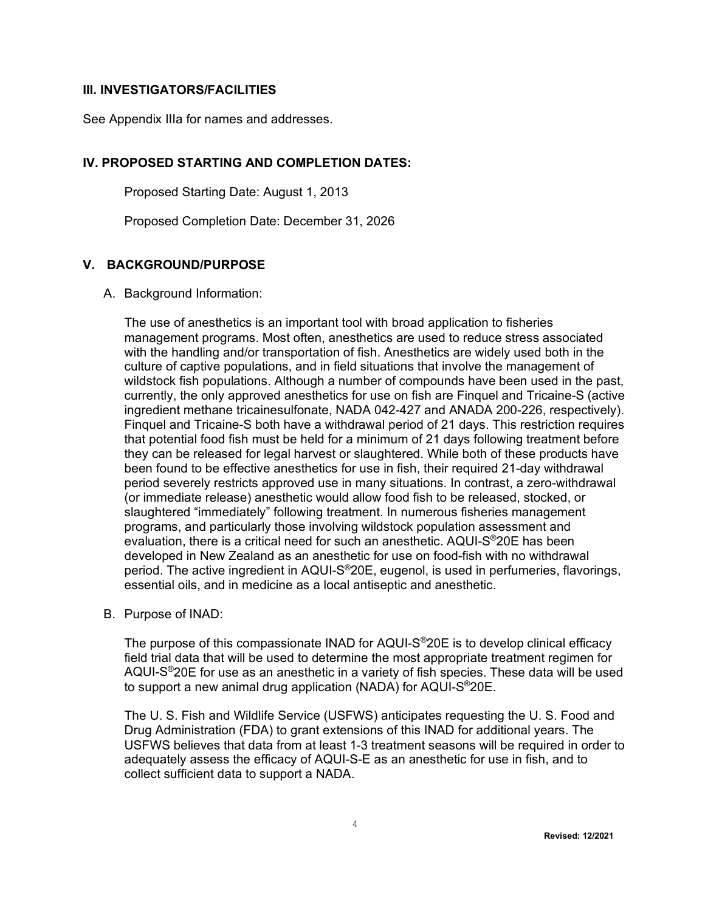### III. INVESTIGATORS/FACILITIES

See Appendix IIIa for names and addresses.

### IV. PROPOSED STARTING AND COMPLETION DATES:

Proposed Starting Date: August 1, 2013

Proposed Completion Date: December 31, 2026

### V. BACKGROUND/PURPOSE

A. Background Information:

The use of anesthetics is an important tool with broad application to fisheries management programs. Most often, anesthetics are used to reduce stress associated with the handling and/or transportation of fish. Anesthetics are widely used both in the culture of captive populations, and in field situations that involve the management of wildstock fish populations. Although a number of compounds have been used in the past, currently, the only approved anesthetics for use on fish are Finquel and Tricaine-S (active ingredient methane tricainesulfonate, NADA 042-427 and ANADA 200-226, respectively). Finquel and Tricaine-S both have a withdrawal period of 21 days. This restriction requires that potential food fish must be held for a minimum of 21 days following treatment before they can be released for legal harvest or slaughtered. While both of these products have been found to be effective anesthetics for use in fish, their required 21-day withdrawal period severely restricts approved use in many situations. In contrast, a zero-withdrawal (or immediate release) anesthetic would allow food fish to be released, stocked, or slaughtered "immediately" following treatment. In numerous fisheries management programs, and particularly those involving wildstock population assessment and evaluation, there is a critical need for such an anesthetic. AQUI-S®20E has been developed in New Zealand as an anesthetic for use on food-fish with no withdrawal period. The active ingredient in AQUI-S®20E, eugenol, is used in perfumeries, flavorings, essential oils, and in medicine as a local antiseptic and anesthetic.

B. Purpose of INAD:

The purpose of this compassionate INAD for AQUI-S®20E is to develop clinical efficacy field trial data that will be used to determine the most appropriate treatment regimen for AQUI-S®20E for use as an anesthetic in a variety of fish species. These data will be used to support a new animal drug application (NADA) for AQUI-S®20E.

The U. S. Fish and Wildlife Service (USFWS) anticipates requesting the U. S. Food and Drug Administration (FDA) to grant extensions of this INAD for additional years. The USFWS believes that data from at least 1-3 treatment seasons will be required in order to adequately assess the efficacy of AQUI-S-E as an anesthetic for use in fish, and to collect sufficient data to support a NADA.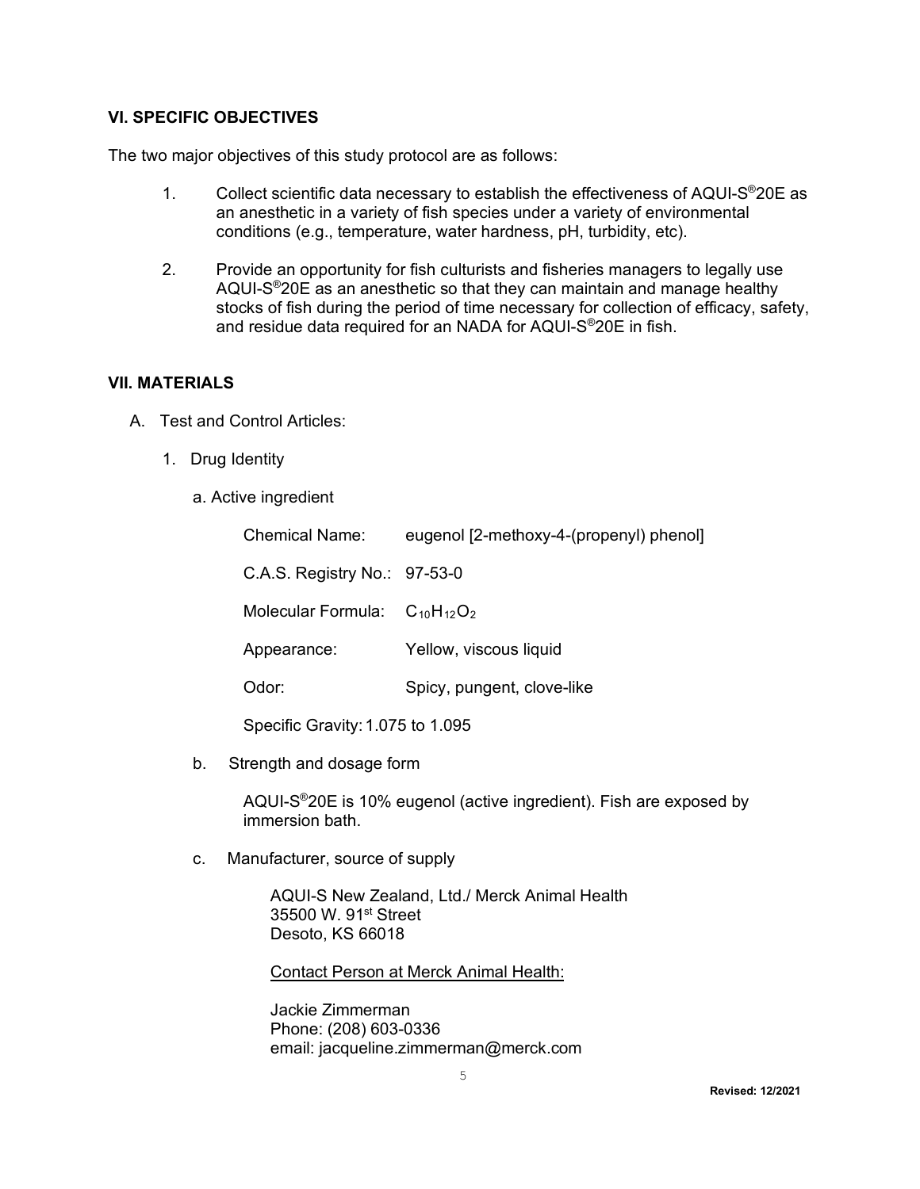## VI. SPECIFIC OBJECTIVES

The two major objectives of this study protocol are as follows:

1. Collect scientific data necessary to establish the effectiveness of AQUI-S®20E as an anesthetic in a variety of fish species under a variety of environmental conditions (e.g., temperature, water hardness, pH, turbidity, etc).

2. Provide an opportunity for fish culturists and fisheries managers to legally use AQUI-S®20E as an anesthetic so that they can maintain and manage healthy stocks of fish during the period of time necessary for collection of efficacy, safety, and residue data required for an NADA for AQUI-S®20E in fish.

## VII. MATERIALS

A. Test and Control Articles:

1. Drug Identity

a. Active ingredient

Chemical Name: eugenol [2-methoxy-4-(propenyl) phenol]

C.A.S. Registry No.: 97-53-0

Molecular Formula: $C_{10}H_{12}O_2$

Appearance: Yellow, viscous liquid

Odor: Spicy, pungent, clove-like

Specific Gravity: 1.075 to 1.095

b. Strength and dosage form

AQUI-S®20E is 10% eugenol (active ingredient). Fish are exposed by immersion bath.

c. Manufacturer, source of supply

AQUI-S New Zealand, Ltd./ Merck Animal Health
35500 W. 91st Street
Desoto, KS 66018

Contact Person at Merck Animal Health:

Jackie Zimmerman
Phone: (208) 603-0336
email: jacqueline.zimmerman@merck.com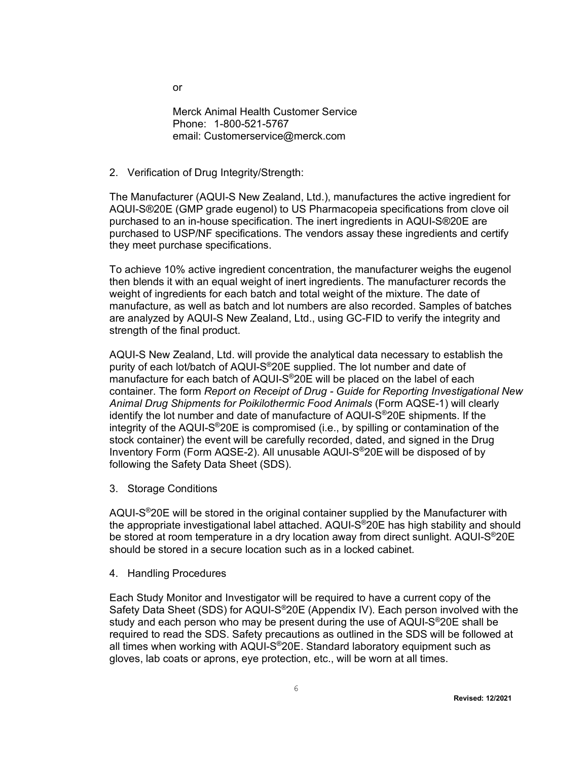or

Merck Animal Health Customer Service
Phone: 1-800-521-5767
email: Customerservice@merck.com

2. Verification of Drug Integrity/Strength:

The Manufacturer (AQUI-S New Zealand, Ltd.), manufactures the active ingredient for AQUI-S®20E (GMP grade eugenol) to US Pharmacopeia specifications from clove oil purchased to an in-house specification. The inert ingredients in AQUI-S®20E are purchased to USP/NF specifications. The vendors assay these ingredients and certify they meet purchase specifications.

To achieve 10% active ingredient concentration, the manufacturer weighs the eugenol then blends it with an equal weight of inert ingredients. The manufacturer records the weight of ingredients for each batch and total weight of the mixture. The date of manufacture, as well as batch and lot numbers are also recorded. Samples of batches are analyzed by AQUI-S New Zealand, Ltd., using GC-FID to verify the integrity and strength of the final product.

AQUI-S New Zealand, Ltd. will provide the analytical data necessary to establish the purity of each lot/batch of AQUI-S®20E supplied. The lot number and date of manufacture for each batch of AQUI-S®20E will be placed on the label of each container. The form *Report on Receipt of Drug - Guide for Reporting Investigational New Animal Drug Shipments for Poikilothermic Food Animals* (Form AQSE-1) will clearly identify the lot number and date of manufacture of AQUI-S®20E shipments. If the integrity of the AQUI-S®20E is compromised (i.e., by spilling or contamination of the stock container) the event will be carefully recorded, dated, and signed in the Drug Inventory Form (Form AQSE-2). All unusable AQUI-S®20E will be disposed of by following the Safety Data Sheet (SDS).

3. Storage Conditions

AQUI-S®20E will be stored in the original container supplied by the Manufacturer with the appropriate investigational label attached. AQUI-S®20E has high stability and should be stored at room temperature in a dry location away from direct sunlight. AQUI-S®20E should be stored in a secure location such as in a locked cabinet.

4. Handling Procedures

Each Study Monitor and Investigator will be required to have a current copy of the Safety Data Sheet (SDS) for AQUI-S®20E (Appendix IV). Each person involved with the study and each person who may be present during the use of AQUI-S®20E shall be required to read the SDS. Safety precautions as outlined in the SDS will be followed at all times when working with AQUI-S®20E. Standard laboratory equipment such as gloves, lab coats or aprons, eye protection, etc., will be worn at all times.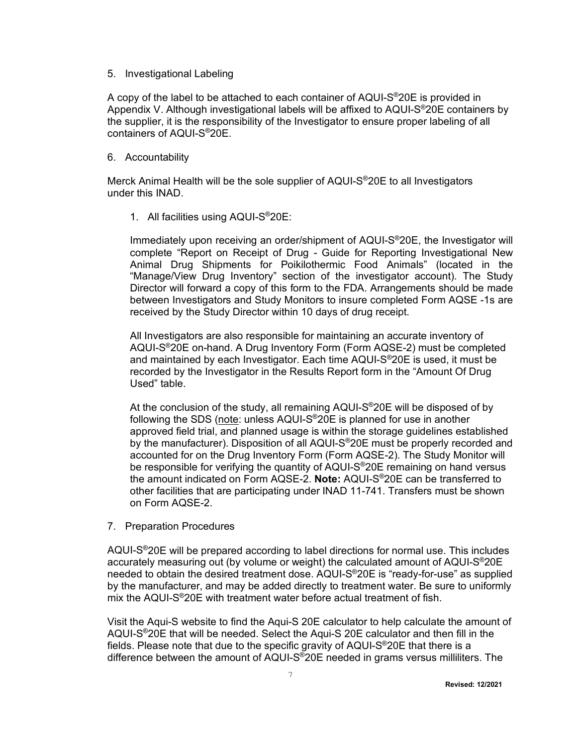5. Investigational Labeling

A copy of the label to be attached to each container of AQUI-S®20E is provided in Appendix V. Although investigational labels will be affixed to AQUI-S®20E containers by the supplier, it is the responsibility of the Investigator to ensure proper labeling of all containers of AQUI-S®20E.

6. Accountability

Merck Animal Health will be the sole supplier of AQUI-S®20E to all Investigators under this INAD.

1. All facilities using AQUI-S®20E:

   Immediately upon receiving an order/shipment of AQUI-S®20E, the Investigator will complete "Report on Receipt of Drug - Guide for Reporting Investigational New Animal Drug Shipments for Poikilothermic Food Animals" (located in the "Manage/View Drug Inventory" section of the investigator account). The Study Director will forward a copy of this form to the FDA. Arrangements should be made between Investigators and Study Monitors to insure completed Form AQSE -1s are received by the Study Director within 10 days of drug receipt.

   All Investigators are also responsible for maintaining an accurate inventory of AQUI-S®20E on-hand. A Drug Inventory Form (Form AQSE-2) must be completed and maintained by each Investigator. Each time AQUI-S®20E is used, it must be recorded by the Investigator in the Results Report form in the "Amount Of Drug Used" table.

   At the conclusion of the study, all remaining AQUI-S®20E will be disposed of by following the SDS (note: unless AQUI-S®20E is planned for use in another approved field trial, and planned usage is within the storage guidelines established by the manufacturer). Disposition of all AQUI-S®20E must be properly recorded and accounted for on the Drug Inventory Form (Form AQSE-2). The Study Monitor will be responsible for verifying the quantity of AQUI-S®20E remaining on hand versus the amount indicated on Form AQSE-2. **Note:** AQUI-S®20E can be transferred to other facilities that are participating under INAD 11-741. Transfers must be shown on Form AQSE-2.

7. Preparation Procedures

AQUI-S®20E will be prepared according to label directions for normal use. This includes accurately measuring out (by volume or weight) the calculated amount of AQUI-S®20E needed to obtain the desired treatment dose. AQUI-S®20E is "ready-for-use" as supplied by the manufacturer, and may be added directly to treatment water. Be sure to uniformly mix the AQUI-S®20E with treatment water before actual treatment of fish.

Visit the Aqui-S website to find the Aqui-S 20E calculator to help calculate the amount of AQUI-S®20E that will be needed. Select the Aqui-S 20E calculator and then fill in the fields. Please note that due to the specific gravity of AQUI-S®20E that there is a difference between the amount of AQUI-S®20E needed in grams versus milliliters. The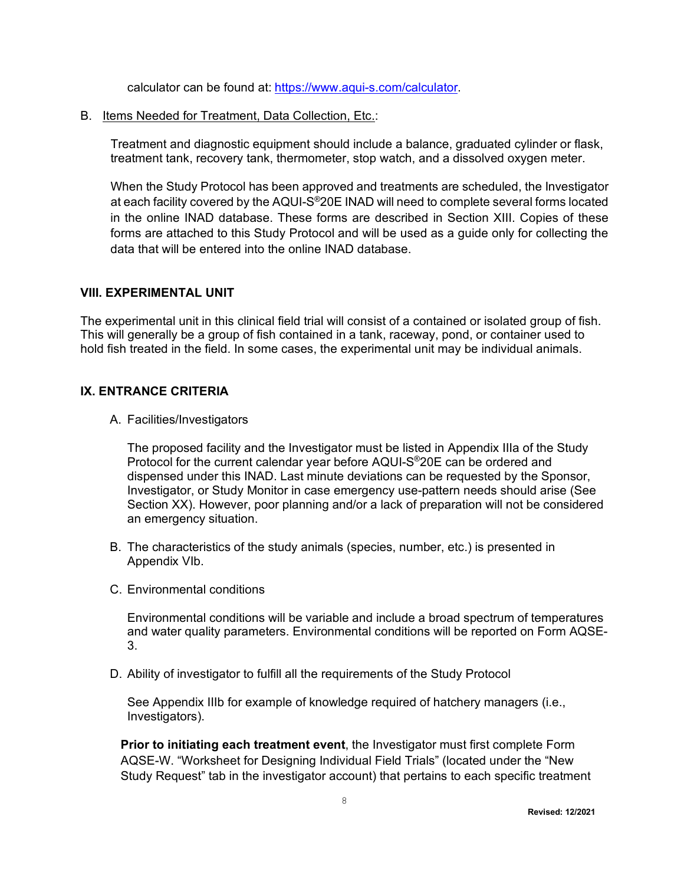calculator can be found at: https://www.aqui-s.com/calculator.

B. Items Needed for Treatment, Data Collection, Etc.:

Treatment and diagnostic equipment should include a balance, graduated cylinder or flask, treatment tank, recovery tank, thermometer, stop watch, and a dissolved oxygen meter.

When the Study Protocol has been approved and treatments are scheduled, the Investigator at each facility covered by the AQUI-S®20E INAD will need to complete several forms located in the online INAD database. These forms are described in Section XIII. Copies of these forms are attached to this Study Protocol and will be used as a guide only for collecting the data that will be entered into the online INAD database.

## VIII. EXPERIMENTAL UNIT

The experimental unit in this clinical field trial will consist of a contained or isolated group of fish. This will generally be a group of fish contained in a tank, raceway, pond, or container used to hold fish treated in the field. In some cases, the experimental unit may be individual animals.

## IX. ENTRANCE CRITERIA

A. Facilities/Investigators

The proposed facility and the Investigator must be listed in Appendix IIIa of the Study Protocol for the current calendar year before AQUI-S®20E can be ordered and dispensed under this INAD. Last minute deviations can be requested by the Sponsor, Investigator, or Study Monitor in case emergency use-pattern needs should arise (See Section XX). However, poor planning and/or a lack of preparation will not be considered an emergency situation.

B. The characteristics of the study animals (species, number, etc.) is presented in Appendix VIb.

C. Environmental conditions

Environmental conditions will be variable and include a broad spectrum of temperatures and water quality parameters. Environmental conditions will be reported on Form AQSE-3.

D. Ability of investigator to fulfill all the requirements of the Study Protocol

See Appendix IIIb for example of knowledge required of hatchery managers (i.e., Investigators).

**Prior to initiating each treatment event**, the Investigator must first complete Form AQSE-W. "Worksheet for Designing Individual Field Trials" (located under the "New Study Request" tab in the investigator account) that pertains to each specific treatment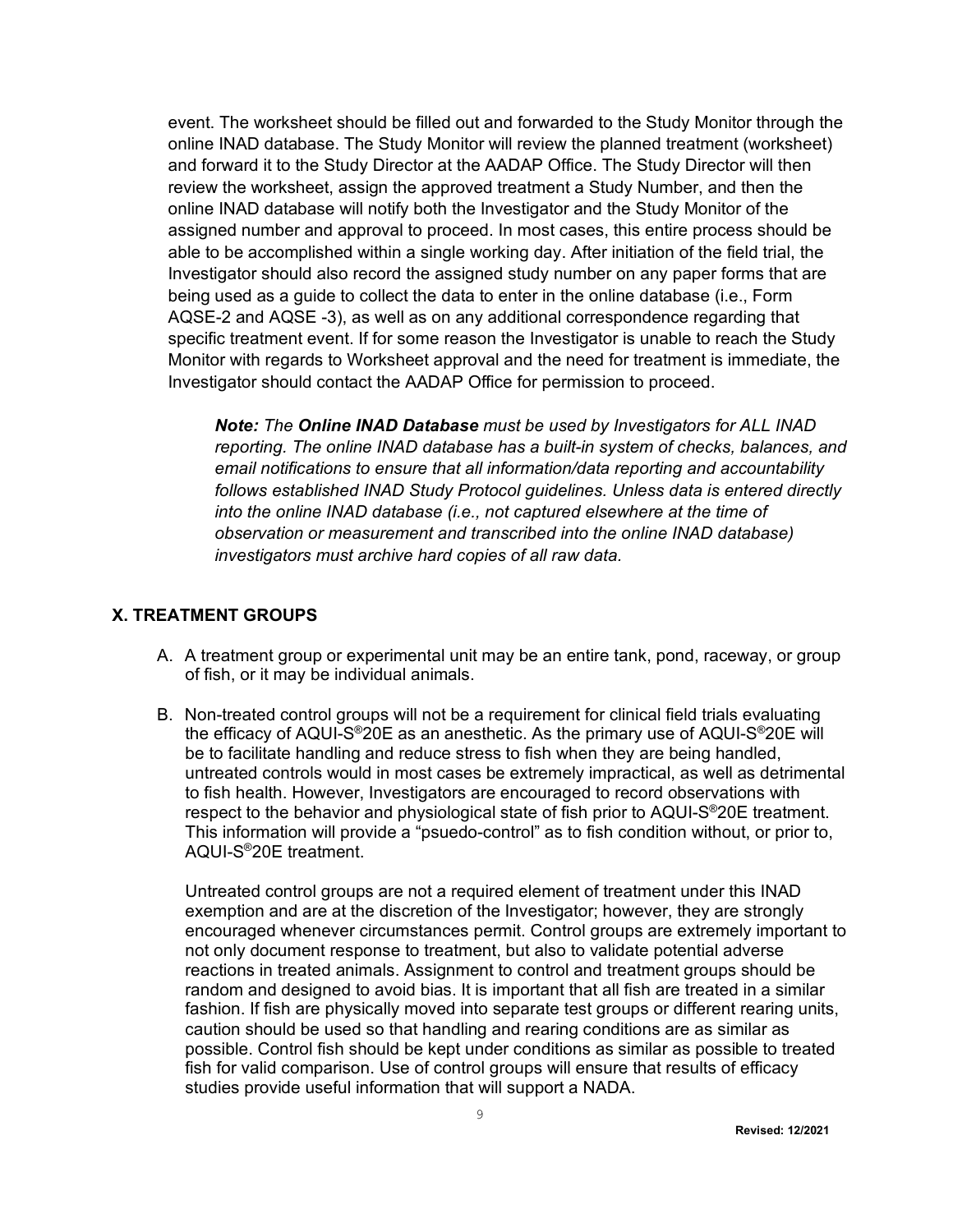event. The worksheet should be filled out and forwarded to the Study Monitor through the online INAD database. The Study Monitor will review the planned treatment (worksheet) and forward it to the Study Director at the AADAP Office. The Study Director will then review the worksheet, assign the approved treatment a Study Number, and then the online INAD database will notify both the Investigator and the Study Monitor of the assigned number and approval to proceed. In most cases, this entire process should be able to be accomplished within a single working day. After initiation of the field trial, the Investigator should also record the assigned study number on any paper forms that are being used as a guide to collect the data to enter in the online database (i.e., Form AQSE-2 and AQSE -3), as well as on any additional correspondence regarding that specific treatment event. If for some reason the Investigator is unable to reach the Study Monitor with regards to Worksheet approval and the need for treatment is immediate, the Investigator should contact the AADAP Office for permission to proceed.

> ***Note:*** *The **Online INAD Database** must be used by Investigators for ALL INAD reporting. The online INAD database has a built-in system of checks, balances, and email notifications to ensure that all information/data reporting and accountability follows established INAD Study Protocol guidelines. Unless data is entered directly into the online INAD database (i.e., not captured elsewhere at the time of observation or measurement and transcribed into the online INAD database) investigators must archive hard copies of all raw data.*

## X. TREATMENT GROUPS

A. A treatment group or experimental unit may be an entire tank, pond, raceway, or group of fish, or it may be individual animals.

B. Non-treated control groups will not be a requirement for clinical field trials evaluating the efficacy of AQUI-S®20E as an anesthetic. As the primary use of AQUI-S®20E will be to facilitate handling and reduce stress to fish when they are being handled, untreated controls would in most cases be extremely impractical, as well as detrimental to fish health. However, Investigators are encouraged to record observations with respect to the behavior and physiological state of fish prior to AQUI-S®20E treatment. This information will provide a "psuedo-control" as to fish condition without, or prior to, AQUI-S®20E treatment.

   Untreated control groups are not a required element of treatment under this INAD exemption and are at the discretion of the Investigator; however, they are strongly encouraged whenever circumstances permit. Control groups are extremely important to not only document response to treatment, but also to validate potential adverse reactions in treated animals. Assignment to control and treatment groups should be random and designed to avoid bias. It is important that all fish are treated in a similar fashion. If fish are physically moved into separate test groups or different rearing units, caution should be used so that handling and rearing conditions are as similar as possible. Control fish should be kept under conditions as similar as possible to treated fish for valid comparison. Use of control groups will ensure that results of efficacy studies provide useful information that will support a NADA.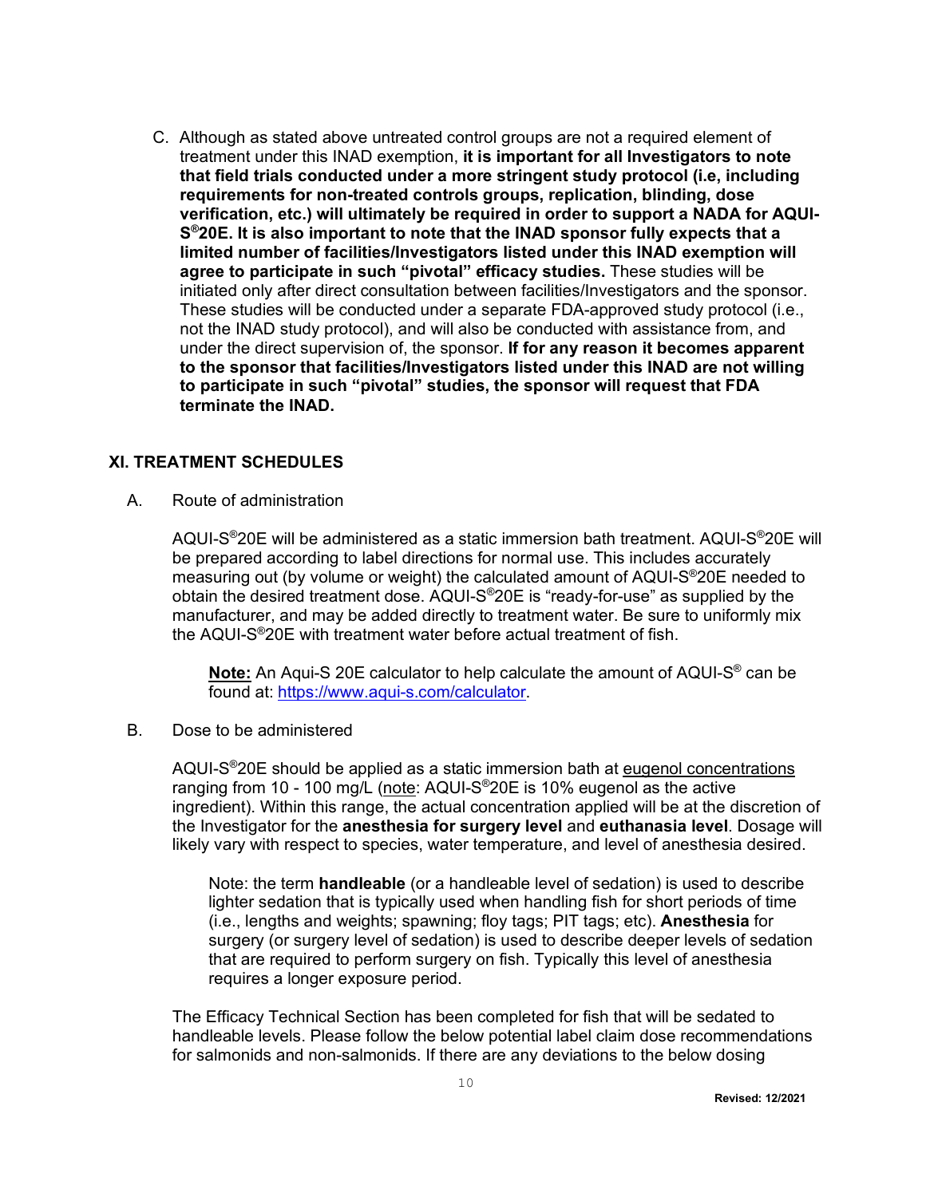C. Although as stated above untreated control groups are not a required element of treatment under this INAD exemption, **it is important for all Investigators to note that field trials conducted under a more stringent study protocol (i.e, including requirements for non-treated controls groups, replication, blinding, dose verification, etc.) will ultimately be required in order to support a NADA for AQUI-S®20E. It is also important to note that the INAD sponsor fully expects that a limited number of facilities/Investigators listed under this INAD exemption will agree to participate in such "pivotal" efficacy studies.** These studies will be initiated only after direct consultation between facilities/Investigators and the sponsor. These studies will be conducted under a separate FDA-approved study protocol (i.e., not the INAD study protocol), and will also be conducted with assistance from, and under the direct supervision of, the sponsor. **If for any reason it becomes apparent to the sponsor that facilities/Investigators listed under this INAD are not willing to participate in such "pivotal" studies, the sponsor will request that FDA terminate the INAD.**

## XI. TREATMENT SCHEDULES

A. Route of administration

AQUI-S®20E will be administered as a static immersion bath treatment. AQUI-S®20E will be prepared according to label directions for normal use. This includes accurately measuring out (by volume or weight) the calculated amount of AQUI-S®20E needed to obtain the desired treatment dose. AQUI-S®20E is "ready-for-use" as supplied by the manufacturer, and may be added directly to treatment water. Be sure to uniformly mix the AQUI-S®20E with treatment water before actual treatment of fish.

> **Note:** An Aqui-S 20E calculator to help calculate the amount of AQUI-S® can be found at: https://www.aqui-s.com/calculator.

B. Dose to be administered

AQUI-S®20E should be applied as a static immersion bath at eugenol concentrations ranging from 10 - 100 mg/L (note: AQUI-S®20E is 10% eugenol as the active ingredient). Within this range, the actual concentration applied will be at the discretion of the Investigator for the **anesthesia for surgery level** and **euthanasia level**. Dosage will likely vary with respect to species, water temperature, and level of anesthesia desired.

> Note: the term **handleable** (or a handleable level of sedation) is used to describe lighter sedation that is typically used when handling fish for short periods of time (i.e., lengths and weights; spawning; floy tags; PIT tags; etc). **Anesthesia** for surgery (or surgery level of sedation) is used to describe deeper levels of sedation that are required to perform surgery on fish. Typically this level of anesthesia requires a longer exposure period.

The Efficacy Technical Section has been completed for fish that will be sedated to handleable levels. Please follow the below potential label claim dose recommendations for salmonids and non-salmonids. If there are any deviations to the below dosing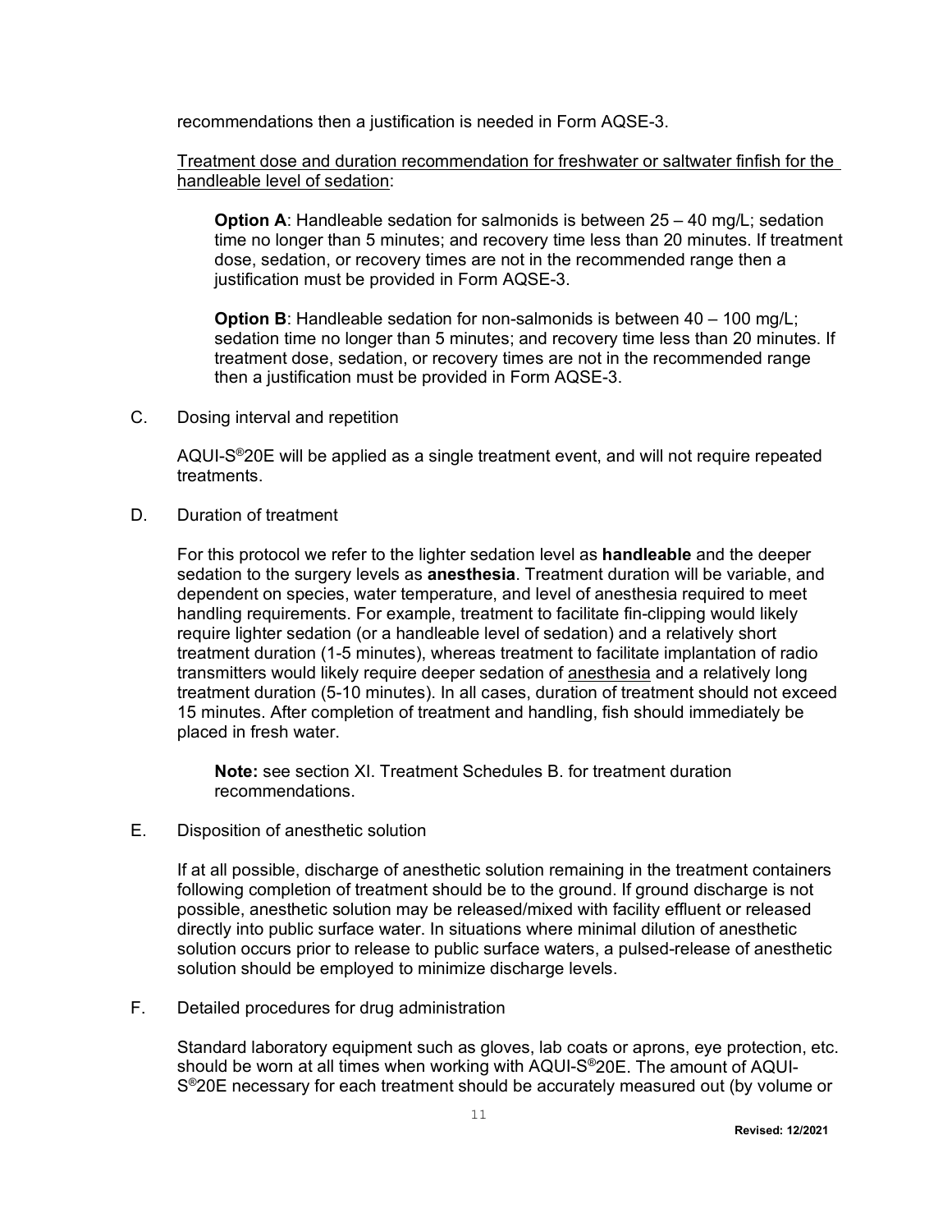recommendations then a justification is needed in Form AQSE-3.

<u>Treatment dose and duration recommendation for freshwater or saltwater finfish for the handleable level of sedation</u>:

> **Option A**: Handleable sedation for salmonids is between 25 – 40 mg/L; sedation time no longer than 5 minutes; and recovery time less than 20 minutes. If treatment dose, sedation, or recovery times are not in the recommended range then a justification must be provided in Form AQSE-3.
>
> **Option B**: Handleable sedation for non-salmonids is between 40 – 100 mg/L; sedation time no longer than 5 minutes; and recovery time less than 20 minutes. If treatment dose, sedation, or recovery times are not in the recommended range then a justification must be provided in Form AQSE-3.

C. Dosing interval and repetition

AQUI-S®20E will be applied as a single treatment event, and will not require repeated treatments.

D. Duration of treatment

For this protocol we refer to the lighter sedation level as **handleable** and the deeper sedation to the surgery levels as **anesthesia**. Treatment duration will be variable, and dependent on species, water temperature, and level of anesthesia required to meet handling requirements. For example, treatment to facilitate fin-clipping would likely require lighter sedation (or a handleable level of sedation) and a relatively short treatment duration (1-5 minutes), whereas treatment to facilitate implantation of radio transmitters would likely require deeper sedation of <u>anesthesia</u> and a relatively long treatment duration (5-10 minutes). In all cases, duration of treatment should not exceed 15 minutes. After completion of treatment and handling, fish should immediately be placed in fresh water.

> **Note:** see section XI. Treatment Schedules B. for treatment duration recommendations.

E. Disposition of anesthetic solution

If at all possible, discharge of anesthetic solution remaining in the treatment containers following completion of treatment should be to the ground. If ground discharge is not possible, anesthetic solution may be released/mixed with facility effluent or released directly into public surface water. In situations where minimal dilution of anesthetic solution occurs prior to release to public surface waters, a pulsed-release of anesthetic solution should be employed to minimize discharge levels.

F. Detailed procedures for drug administration

Standard laboratory equipment such as gloves, lab coats or aprons, eye protection, etc. should be worn at all times when working with AQUI-S®20E. The amount of AQUI-S®20E necessary for each treatment should be accurately measured out (by volume or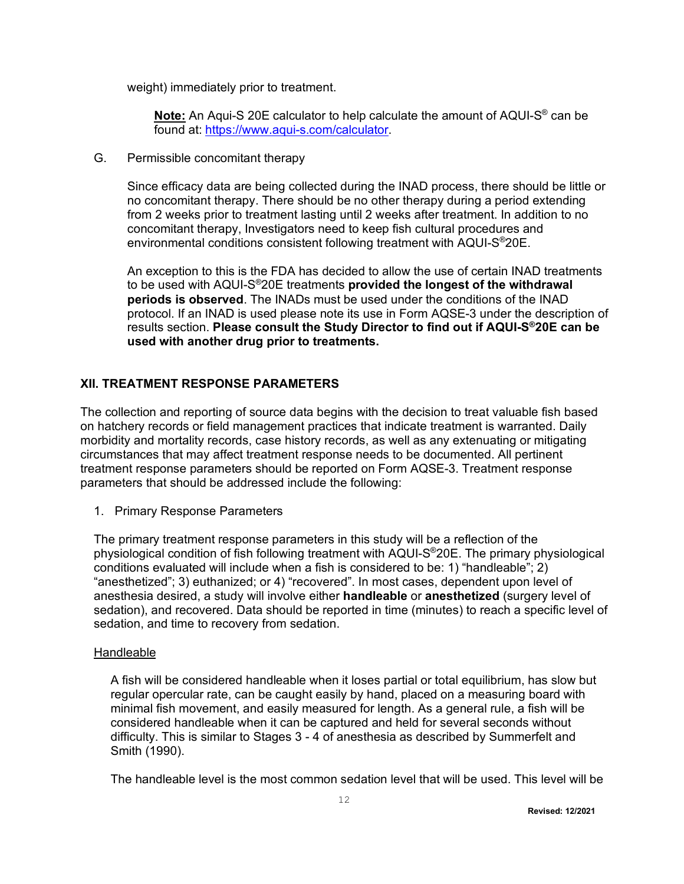weight) immediately prior to treatment.

> **Note:** An Aqui-S 20E calculator to help calculate the amount of AQUI-S® can be found at: https://www.aqui-s.com/calculator.

G. Permissible concomitant therapy

Since efficacy data are being collected during the INAD process, there should be little or no concomitant therapy. There should be no other therapy during a period extending from 2 weeks prior to treatment lasting until 2 weeks after treatment. In addition to no concomitant therapy, Investigators need to keep fish cultural procedures and environmental conditions consistent following treatment with AQUI-S®20E.

An exception to this is the FDA has decided to allow the use of certain INAD treatments to be used with AQUI-S®20E treatments **provided the longest of the withdrawal periods is observed**. The INADs must be used under the conditions of the INAD protocol. If an INAD is used please note its use in Form AQSE-3 under the description of results section. **Please consult the Study Director to find out if AQUI-S®20E can be used with another drug prior to treatments.**

## XII. TREATMENT RESPONSE PARAMETERS

The collection and reporting of source data begins with the decision to treat valuable fish based on hatchery records or field management practices that indicate treatment is warranted. Daily morbidity and mortality records, case history records, as well as any extenuating or mitigating circumstances that may affect treatment response needs to be documented. All pertinent treatment response parameters should be reported on Form AQSE-3. Treatment response parameters that should be addressed include the following:

1. Primary Response Parameters

The primary treatment response parameters in this study will be a reflection of the physiological condition of fish following treatment with AQUI-S®20E. The primary physiological conditions evaluated will include when a fish is considered to be: 1) "handleable"; 2) "anesthetized"; 3) euthanized; or 4) "recovered". In most cases, dependent upon level of anesthesia desired, a study will involve either **handleable** or **anesthetized** (surgery level of sedation), and recovered. Data should be reported in time (minutes) to reach a specific level of sedation, and time to recovery from sedation.

Handleable

A fish will be considered handleable when it loses partial or total equilibrium, has slow but regular opercular rate, can be caught easily by hand, placed on a measuring board with minimal fish movement, and easily measured for length. As a general rule, a fish will be considered handleable when it can be captured and held for several seconds without difficulty. This is similar to Stages 3 - 4 of anesthesia as described by Summerfelt and Smith (1990).

The handleable level is the most common sedation level that will be used. This level will be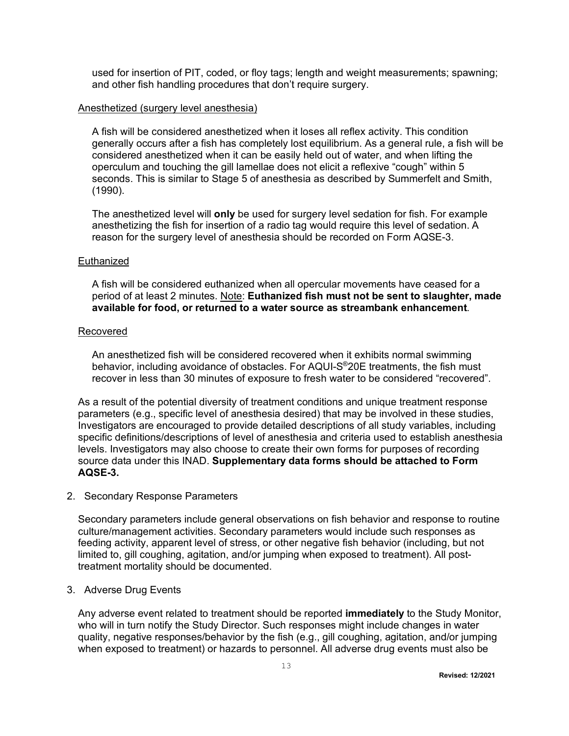used for insertion of PIT, coded, or floy tags; length and weight measurements; spawning; and other fish handling procedures that don't require surgery.

<u>Anesthetized (surgery level anesthesia)</u>

A fish will be considered anesthetized when it loses all reflex activity. This condition generally occurs after a fish has completely lost equilibrium. As a general rule, a fish will be considered anesthetized when it can be easily held out of water, and when lifting the operculum and touching the gill lamellae does not elicit a reflexive "cough" within 5 seconds. This is similar to Stage 5 of anesthesia as described by Summerfelt and Smith, (1990).

The anesthetized level will **only** be used for surgery level sedation for fish. For example anesthetizing the fish for insertion of a radio tag would require this level of sedation. A reason for the surgery level of anesthesia should be recorded on Form AQSE-3.

<u>Euthanized</u>

A fish will be considered euthanized when all opercular movements have ceased for a period of at least 2 minutes. <u>Note</u>: **Euthanized fish must not be sent to slaughter, made available for food, or returned to a water source as streambank enhancement**.

<u>Recovered</u>

An anesthetized fish will be considered recovered when it exhibits normal swimming behavior, including avoidance of obstacles. For AQUI-S®20E treatments, the fish must recover in less than 30 minutes of exposure to fresh water to be considered "recovered".

As a result of the potential diversity of treatment conditions and unique treatment response parameters (e.g., specific level of anesthesia desired) that may be involved in these studies, Investigators are encouraged to provide detailed descriptions of all study variables, including specific definitions/descriptions of level of anesthesia and criteria used to establish anesthesia levels. Investigators may also choose to create their own forms for purposes of recording source data under this INAD. **Supplementary data forms should be attached to Form AQSE-3.**

2. Secondary Response Parameters

Secondary parameters include general observations on fish behavior and response to routine culture/management activities. Secondary parameters would include such responses as feeding activity, apparent level of stress, or other negative fish behavior (including, but not limited to, gill coughing, agitation, and/or jumping when exposed to treatment). All post-treatment mortality should be documented.

3. Adverse Drug Events

Any adverse event related to treatment should be reported **immediately** to the Study Monitor, who will in turn notify the Study Director. Such responses might include changes in water quality, negative responses/behavior by the fish (e.g., gill coughing, agitation, and/or jumping when exposed to treatment) or hazards to personnel. All adverse drug events must also be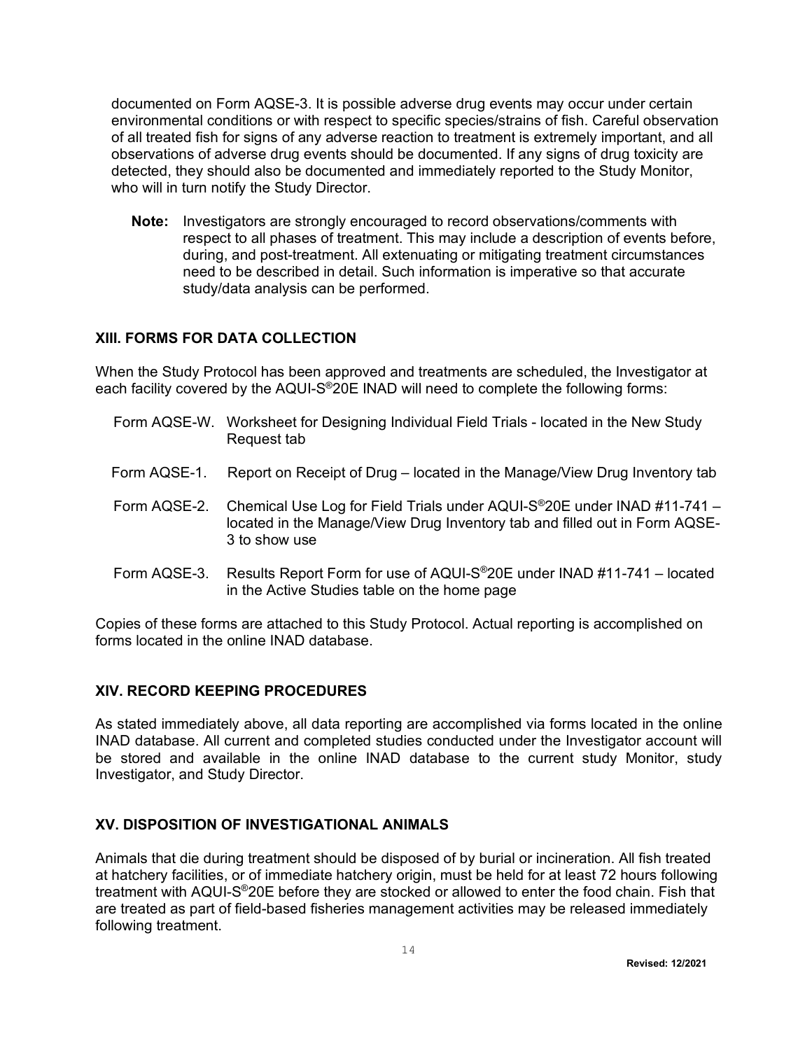documented on Form AQSE-3. It is possible adverse drug events may occur under certain environmental conditions or with respect to specific species/strains of fish. Careful observation of all treated fish for signs of any adverse reaction to treatment is extremely important, and all observations of adverse drug events should be documented. If any signs of drug toxicity are detected, they should also be documented and immediately reported to the Study Monitor, who will in turn notify the Study Director.

> **Note:** Investigators are strongly encouraged to record observations/comments with respect to all phases of treatment. This may include a description of events before, during, and post-treatment. All extenuating or mitigating treatment circumstances need to be described in detail. Such information is imperative so that accurate study/data analysis can be performed.

## XIII. FORMS FOR DATA COLLECTION

When the Study Protocol has been approved and treatments are scheduled, the Investigator at each facility covered by the AQUI-S®20E INAD will need to complete the following forms:

- Form AQSE-W. Worksheet for Designing Individual Field Trials - located in the New Study Request tab
- Form AQSE-1. Report on Receipt of Drug – located in the Manage/View Drug Inventory tab
- Form AQSE-2. Chemical Use Log for Field Trials under AQUI-S®20E under INAD #11-741 – located in the Manage/View Drug Inventory tab and filled out in Form AQSE-3 to show use
- Form AQSE-3. Results Report Form for use of AQUI-S®20E under INAD #11-741 – located in the Active Studies table on the home page

Copies of these forms are attached to this Study Protocol. Actual reporting is accomplished on forms located in the online INAD database.

## XIV. RECORD KEEPING PROCEDURES

As stated immediately above, all data reporting are accomplished via forms located in the online INAD database. All current and completed studies conducted under the Investigator account will be stored and available in the online INAD database to the current study Monitor, study Investigator, and Study Director.

## XV. DISPOSITION OF INVESTIGATIONAL ANIMALS

Animals that die during treatment should be disposed of by burial or incineration. All fish treated at hatchery facilities, or of immediate hatchery origin, must be held for at least 72 hours following treatment with AQUI-S®20E before they are stocked or allowed to enter the food chain. Fish that are treated as part of field-based fisheries management activities may be released immediately following treatment.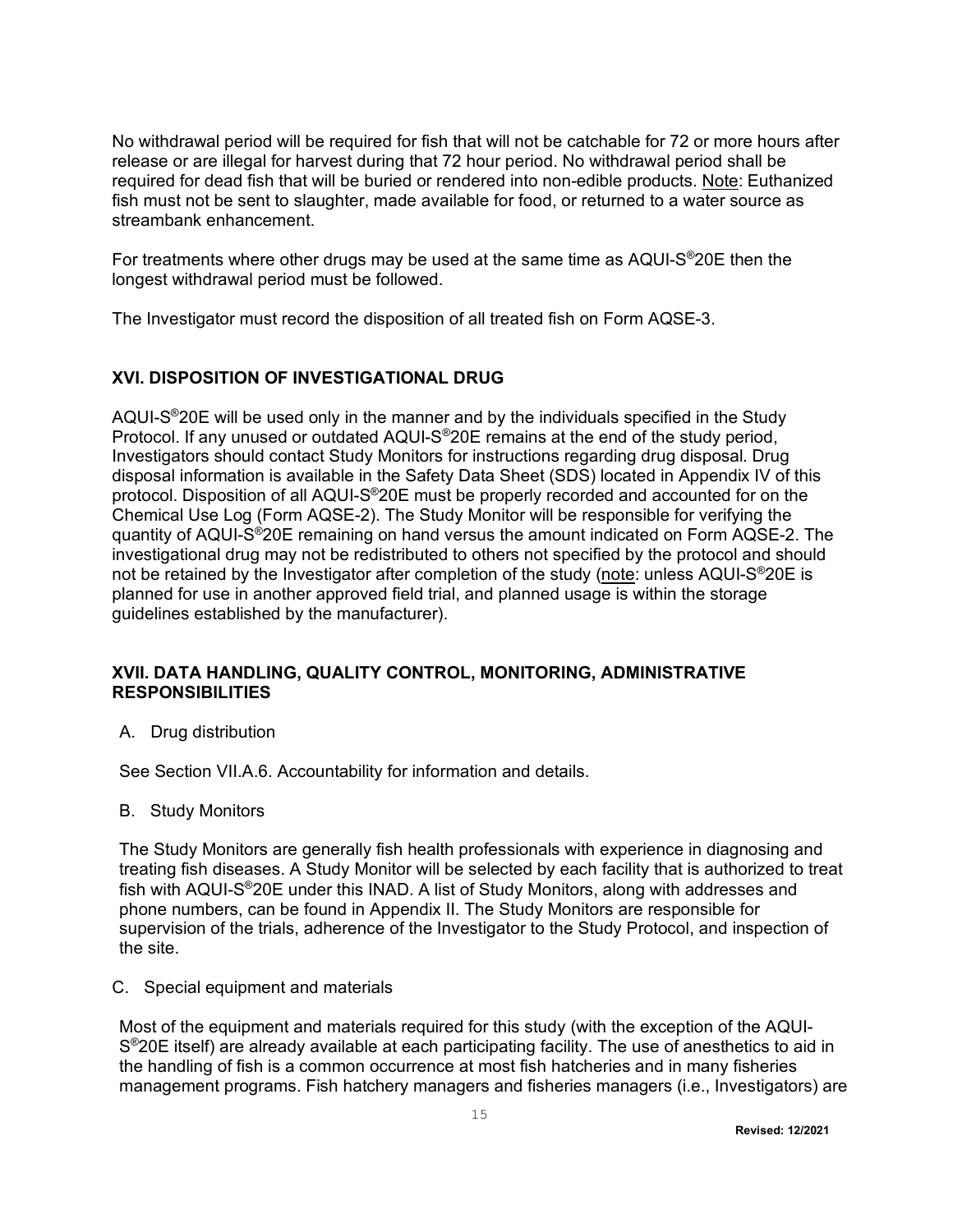No withdrawal period will be required for fish that will not be catchable for 72 or more hours after release or are illegal for harvest during that 72 hour period. No withdrawal period shall be required for dead fish that will be buried or rendered into non-edible products. Note: Euthanized fish must not be sent to slaughter, made available for food, or returned to a water source as streambank enhancement.

For treatments where other drugs may be used at the same time as AQUI-S®20E then the longest withdrawal period must be followed.

The Investigator must record the disposition of all treated fish on Form AQSE-3.

## XVI. DISPOSITION OF INVESTIGATIONAL DRUG

AQUI-S®20E will be used only in the manner and by the individuals specified in the Study Protocol. If any unused or outdated AQUI-S®20E remains at the end of the study period, Investigators should contact Study Monitors for instructions regarding drug disposal. Drug disposal information is available in the Safety Data Sheet (SDS) located in Appendix IV of this protocol. Disposition of all AQUI-S®20E must be properly recorded and accounted for on the Chemical Use Log (Form AQSE-2). The Study Monitor will be responsible for verifying the quantity of AQUI-S®20E remaining on hand versus the amount indicated on Form AQSE-2. The investigational drug may not be redistributed to others not specified by the protocol and should not be retained by the Investigator after completion of the study (note: unless AQUI-S®20E is planned for use in another approved field trial, and planned usage is within the storage guidelines established by the manufacturer).

## XVII. DATA HANDLING, QUALITY CONTROL, MONITORING, ADMINISTRATIVE RESPONSIBILITIES

A. Drug distribution

See Section VII.A.6. Accountability for information and details.

B. Study Monitors

The Study Monitors are generally fish health professionals with experience in diagnosing and treating fish diseases. A Study Monitor will be selected by each facility that is authorized to treat fish with AQUI-S®20E under this INAD. A list of Study Monitors, along with addresses and phone numbers, can be found in Appendix II. The Study Monitors are responsible for supervision of the trials, adherence of the Investigator to the Study Protocol, and inspection of the site.

C. Special equipment and materials

Most of the equipment and materials required for this study (with the exception of the AQUI-S®20E itself) are already available at each participating facility. The use of anesthetics to aid in the handling of fish is a common occurrence at most fish hatcheries and in many fisheries management programs. Fish hatchery managers and fisheries managers (i.e., Investigators) are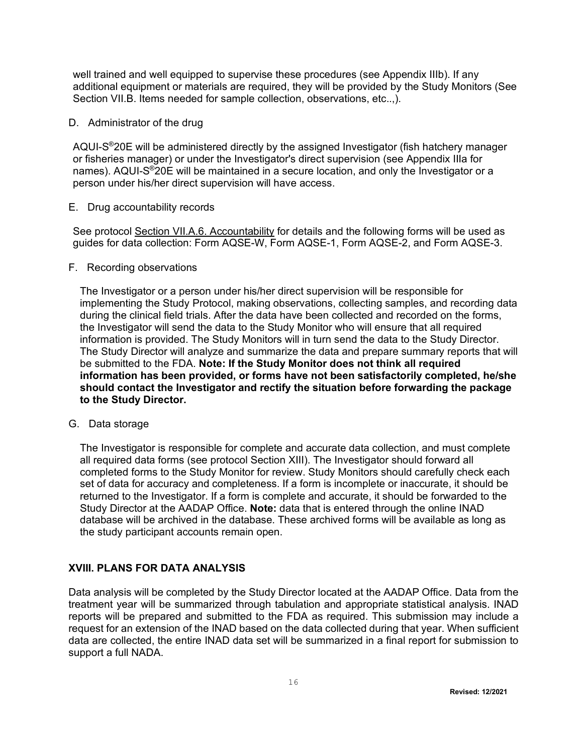well trained and well equipped to supervise these procedures (see Appendix IIIb). If any additional equipment or materials are required, they will be provided by the Study Monitors (See Section VII.B. Items needed for sample collection, observations, etc..,).

D. Administrator of the drug

AQUI-S®20E will be administered directly by the assigned Investigator (fish hatchery manager or fisheries manager) or under the Investigator's direct supervision (see Appendix IIIa for names). AQUI-S®20E will be maintained in a secure location, and only the Investigator or a person under his/her direct supervision will have access.

E. Drug accountability records

See protocol Section VII.A.6. Accountability for details and the following forms will be used as guides for data collection: Form AQSE-W, Form AQSE-1, Form AQSE-2, and Form AQSE-3.

F. Recording observations

The Investigator or a person under his/her direct supervision will be responsible for implementing the Study Protocol, making observations, collecting samples, and recording data during the clinical field trials. After the data have been collected and recorded on the forms, the Investigator will send the data to the Study Monitor who will ensure that all required information is provided. The Study Monitors will in turn send the data to the Study Director. The Study Director will analyze and summarize the data and prepare summary reports that will be submitted to the FDA. **Note: If the Study Monitor does not think all required information has been provided, or forms have not been satisfactorily completed, he/she should contact the Investigator and rectify the situation before forwarding the package to the Study Director.**

G. Data storage

The Investigator is responsible for complete and accurate data collection, and must complete all required data forms (see protocol Section XIII). The Investigator should forward all completed forms to the Study Monitor for review. Study Monitors should carefully check each set of data for accuracy and completeness. If a form is incomplete or inaccurate, it should be returned to the Investigator. If a form is complete and accurate, it should be forwarded to the Study Director at the AADAP Office. **Note:** data that is entered through the online INAD database will be archived in the database. These archived forms will be available as long as the study participant accounts remain open.

## XVIII. PLANS FOR DATA ANALYSIS

Data analysis will be completed by the Study Director located at the AADAP Office. Data from the treatment year will be summarized through tabulation and appropriate statistical analysis. INAD reports will be prepared and submitted to the FDA as required. This submission may include a request for an extension of the INAD based on the data collected during that year. When sufficient data are collected, the entire INAD data set will be summarized in a final report for submission to support a full NADA.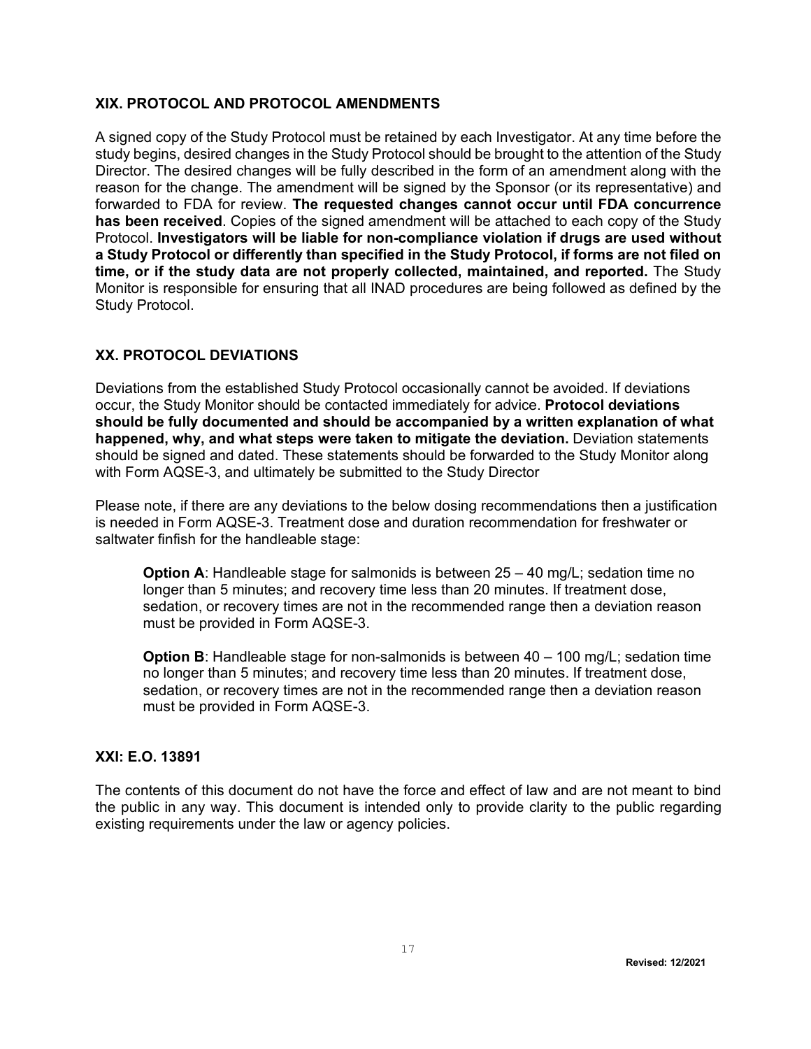## XIX. PROTOCOL AND PROTOCOL AMENDMENTS

A signed copy of the Study Protocol must be retained by each Investigator. At any time before the study begins, desired changes in the Study Protocol should be brought to the attention of the Study Director. The desired changes will be fully described in the form of an amendment along with the reason for the change. The amendment will be signed by the Sponsor (or its representative) and forwarded to FDA for review. **The requested changes cannot occur until FDA concurrence has been received**. Copies of the signed amendment will be attached to each copy of the Study Protocol. **Investigators will be liable for non-compliance violation if drugs are used without a Study Protocol or differently than specified in the Study Protocol, if forms are not filed on time, or if the study data are not properly collected, maintained, and reported.** The Study Monitor is responsible for ensuring that all INAD procedures are being followed as defined by the Study Protocol.

## XX. PROTOCOL DEVIATIONS

Deviations from the established Study Protocol occasionally cannot be avoided. If deviations occur, the Study Monitor should be contacted immediately for advice. **Protocol deviations should be fully documented and should be accompanied by a written explanation of what happened, why, and what steps were taken to mitigate the deviation.** Deviation statements should be signed and dated. These statements should be forwarded to the Study Monitor along with Form AQSE-3, and ultimately be submitted to the Study Director

Please note, if there are any deviations to the below dosing recommendations then a justification is needed in Form AQSE-3. Treatment dose and duration recommendation for freshwater or saltwater finfish for the handleable stage:

> **Option A**: Handleable stage for salmonids is between 25 – 40 mg/L; sedation time no longer than 5 minutes; and recovery time less than 20 minutes. If treatment dose, sedation, or recovery times are not in the recommended range then a deviation reason must be provided in Form AQSE-3.
>
> **Option B**: Handleable stage for non-salmonids is between 40 – 100 mg/L; sedation time no longer than 5 minutes; and recovery time less than 20 minutes. If treatment dose, sedation, or recovery times are not in the recommended range then a deviation reason must be provided in Form AQSE-3.

## XXI: E.O. 13891

The contents of this document do not have the force and effect of law and are not meant to bind the public in any way. This document is intended only to provide clarity to the public regarding existing requirements under the law or agency policies.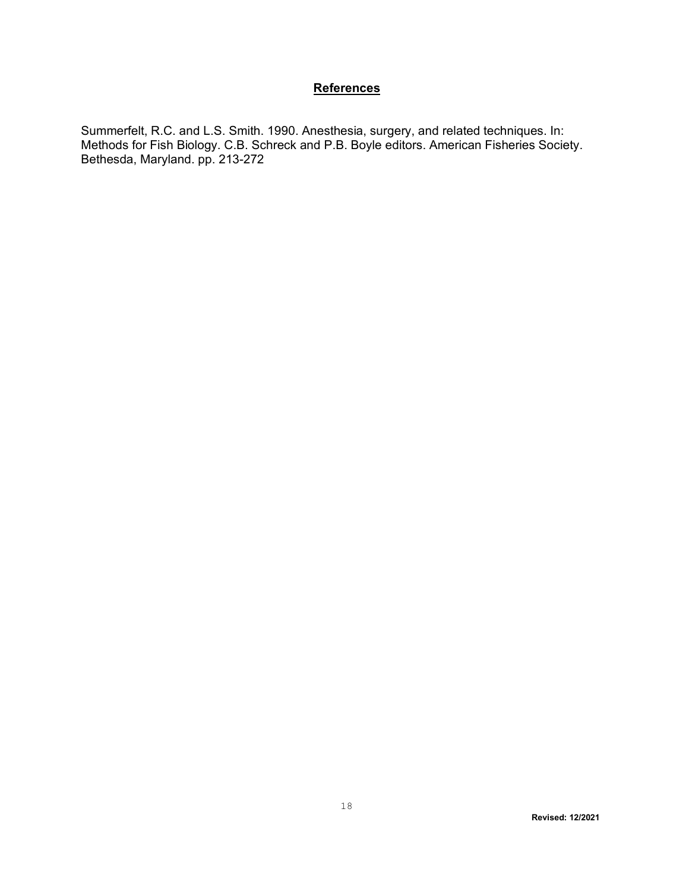## References

Summerfelt, R.C. and L.S. Smith. 1990. Anesthesia, surgery, and related techniques. In: Methods for Fish Biology. C.B. Schreck and P.B. Boyle editors. American Fisheries Society. Bethesda, Maryland. pp. 213-272

**Revised: 12/2021**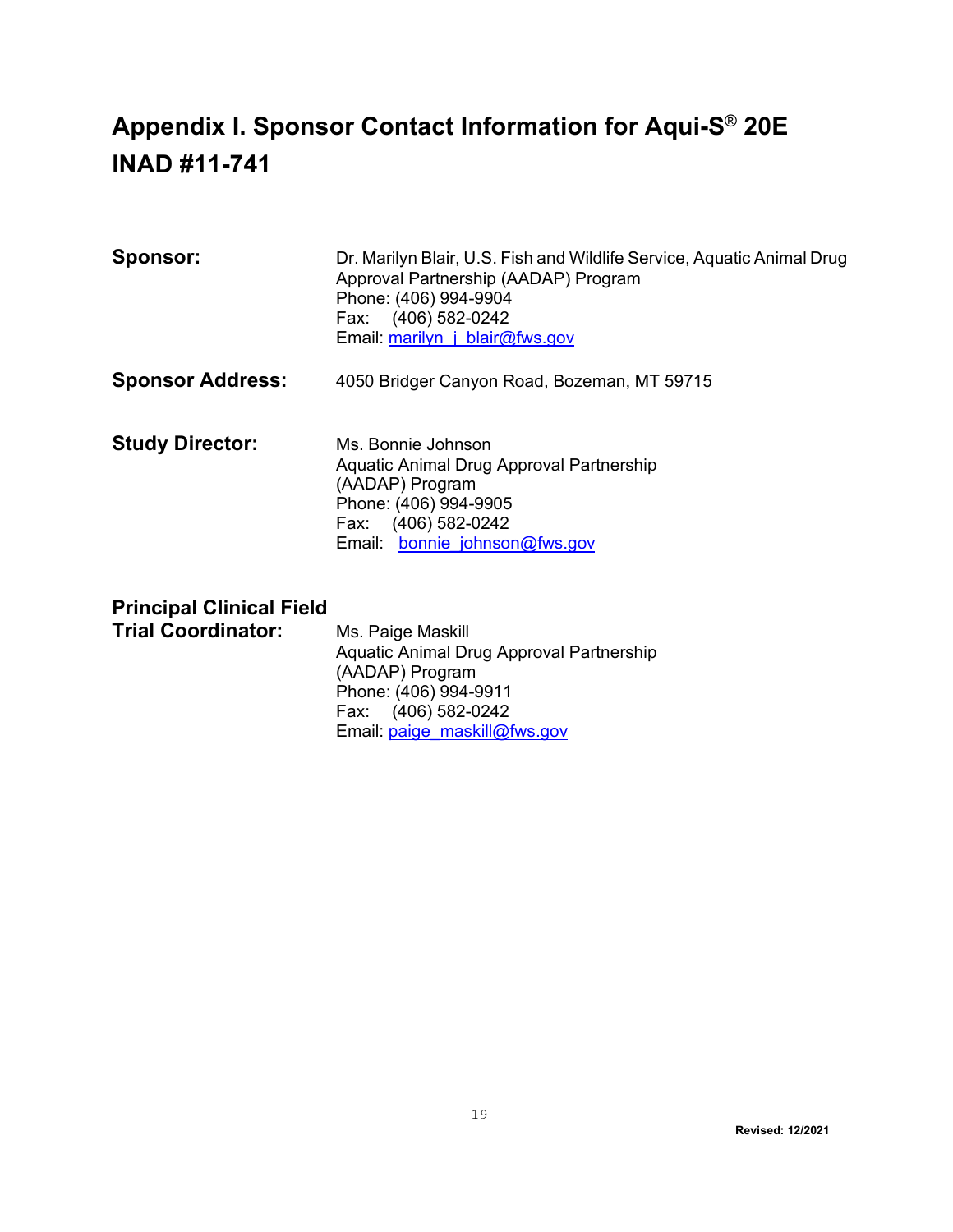# Appendix I. Sponsor Contact Information for Aqui-S® 20E INAD #11-741

**Sponsor:** Dr. Marilyn Blair, U.S. Fish and Wildlife Service, Aquatic Animal Drug Approval Partnership (AADAP) Program
Phone: (406) 994-9904
Fax: (406) 582-0242
Email: marilyn_j_blair@fws.gov

**Sponsor Address:** 4050 Bridger Canyon Road, Bozeman, MT 59715

**Study Director:** Ms. Bonnie Johnson
Aquatic Animal Drug Approval Partnership (AADAP) Program
Phone: (406) 994-9905
Fax: (406) 582-0242
Email: bonnie_johnson@fws.gov

**Principal Clinical Field Trial Coordinator:** Ms. Paige Maskill
Aquatic Animal Drug Approval Partnership (AADAP) Program
Phone: (406) 994-9911
Fax: (406) 582-0242
Email: paige_maskill@fws.gov

Revised: 12/2021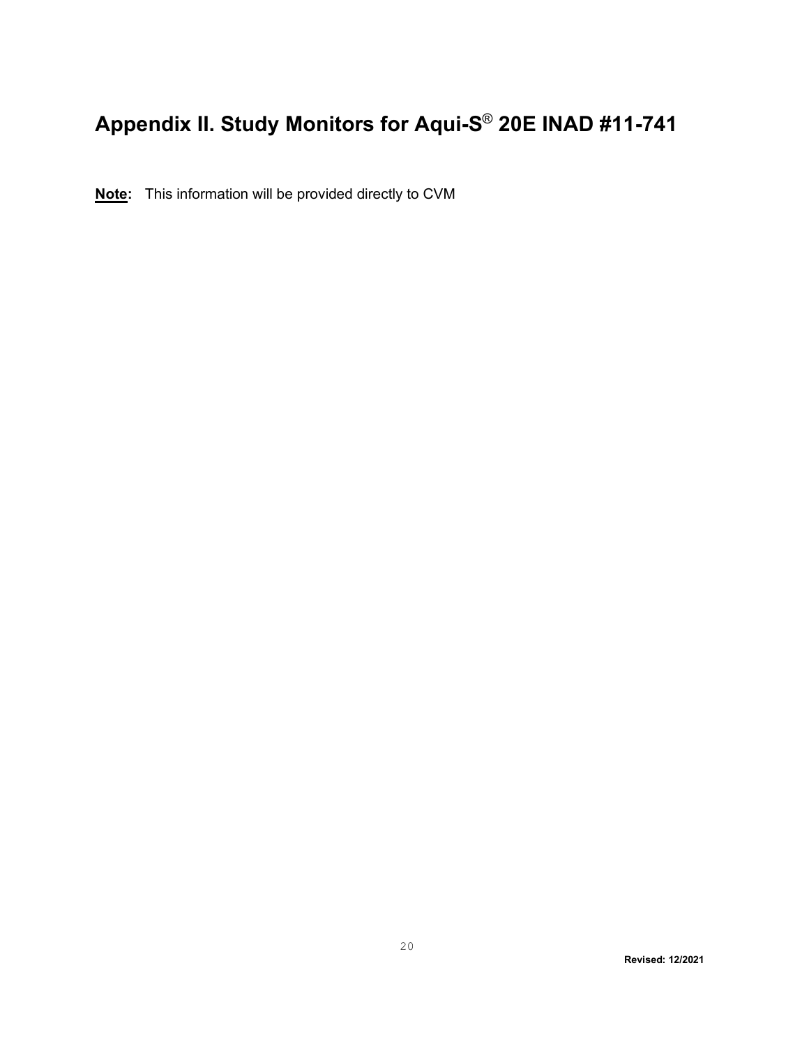# Appendix II. Study Monitors for Aqui-S® 20E INAD #11-741

**Note:** This information will be provided directly to CVM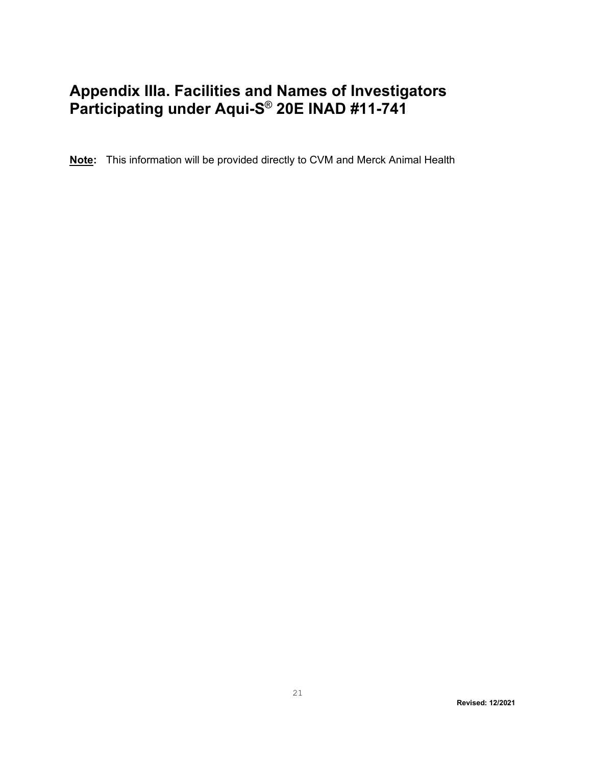# Appendix IIIa. Facilities and Names of Investigators Participating under Aqui-S® 20E INAD #11-741

**Note:** This information will be provided directly to CVM and Merck Animal Health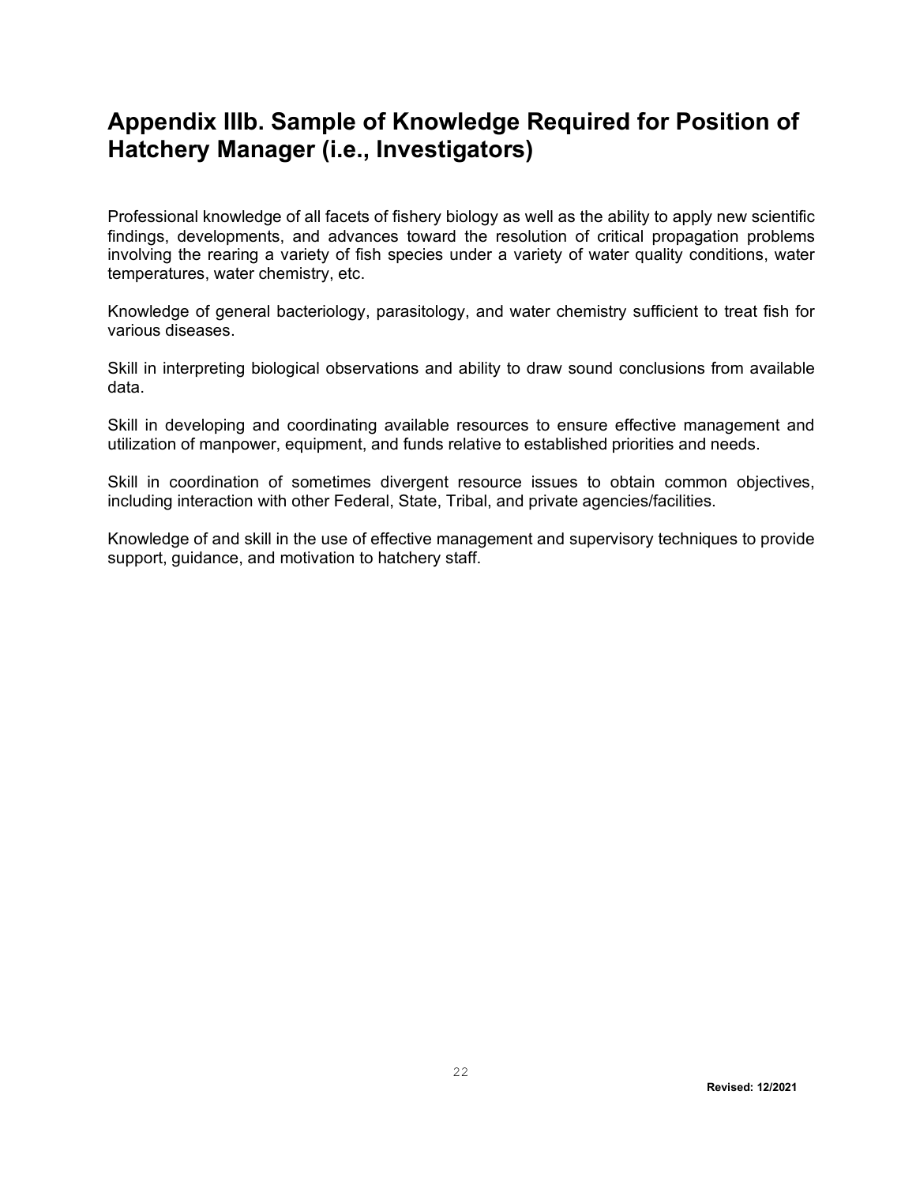# Appendix IIIb. Sample of Knowledge Required for Position of Hatchery Manager (i.e., Investigators)

Professional knowledge of all facets of fishery biology as well as the ability to apply new scientific findings, developments, and advances toward the resolution of critical propagation problems involving the rearing a variety of fish species under a variety of water quality conditions, water temperatures, water chemistry, etc.

Knowledge of general bacteriology, parasitology, and water chemistry sufficient to treat fish for various diseases.

Skill in interpreting biological observations and ability to draw sound conclusions from available data.

Skill in developing and coordinating available resources to ensure effective management and utilization of manpower, equipment, and funds relative to established priorities and needs.

Skill in coordination of sometimes divergent resource issues to obtain common objectives, including interaction with other Federal, State, Tribal, and private agencies/facilities.

Knowledge of and skill in the use of effective management and supervisory techniques to provide support, guidance, and motivation to hatchery staff.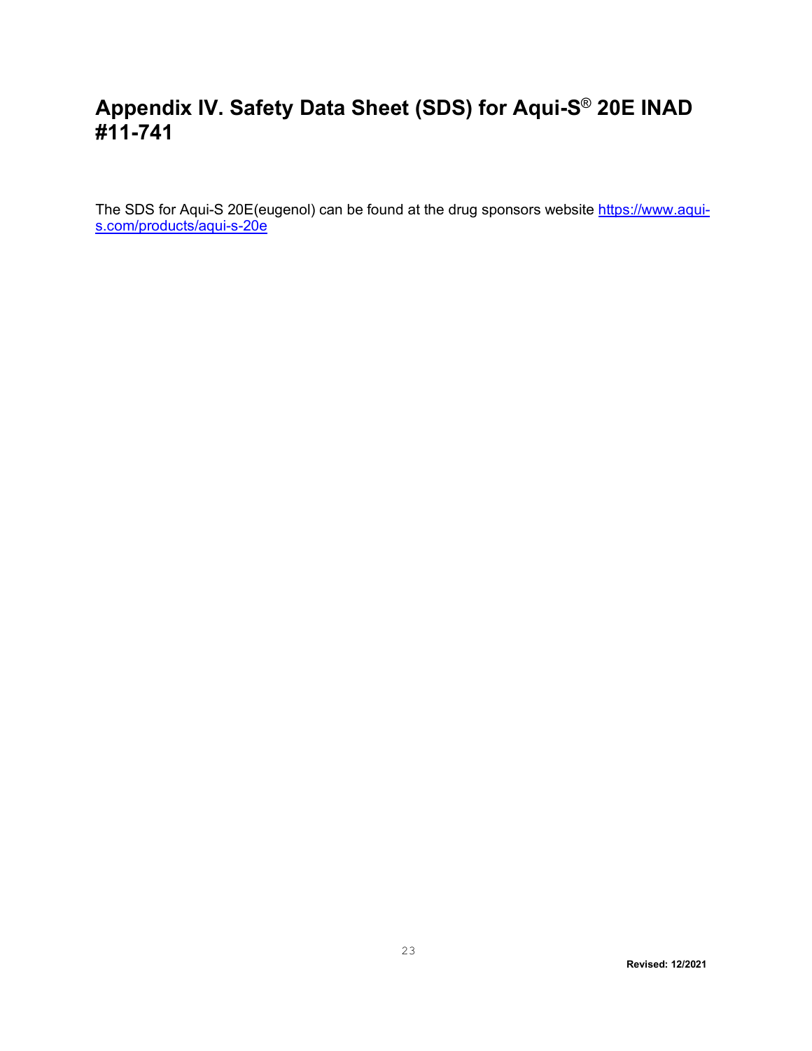# Appendix IV. Safety Data Sheet (SDS) for Aqui-S® 20E INAD #11-741

The SDS for Aqui-S 20E(eugenol) can be found at the drug sponsors website [https://www.aqui-s.com/products/aqui-s-20e](https://www.aqui-s.com/products/aqui-s-20e)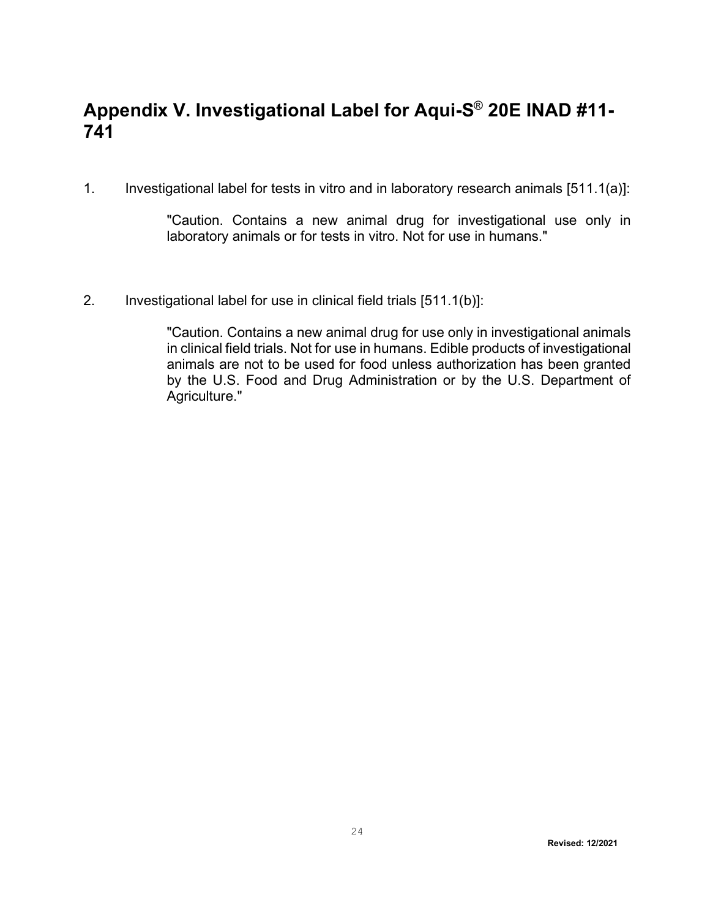# Appendix V. Investigational Label for Aqui-S® 20E INAD #11-741

1. Investigational label for tests in vitro and in laboratory research animals [511.1(a)]:

   "Caution. Contains a new animal drug for investigational use only in laboratory animals or for tests in vitro. Not for use in humans."

2. Investigational label for use in clinical field trials [511.1(b)]:

   "Caution. Contains a new animal drug for use only in investigational animals in clinical field trials. Not for use in humans. Edible products of investigational animals are not to be used for food unless authorization has been granted by the U.S. Food and Drug Administration or by the U.S. Department of Agriculture."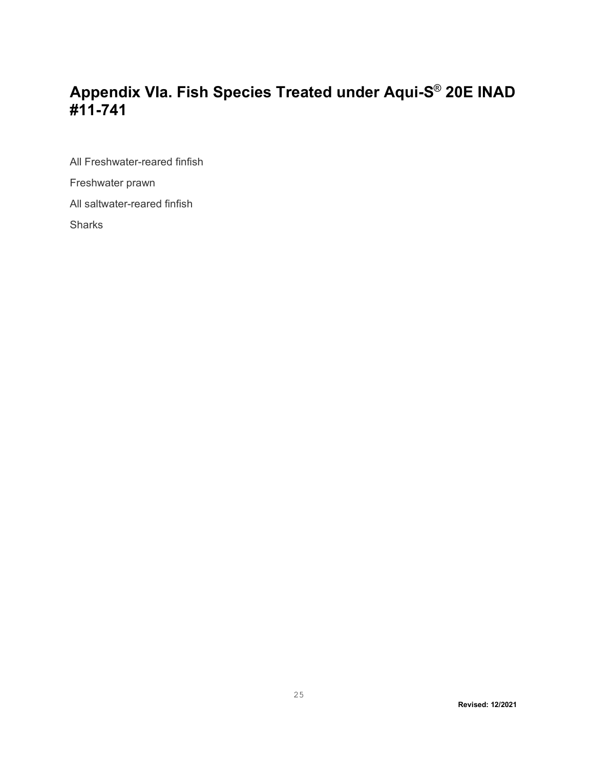# Appendix VIa. Fish Species Treated under Aqui-S® 20E INAD #11-741

All Freshwater-reared finfish

Freshwater prawn

All saltwater-reared finfish

Sharks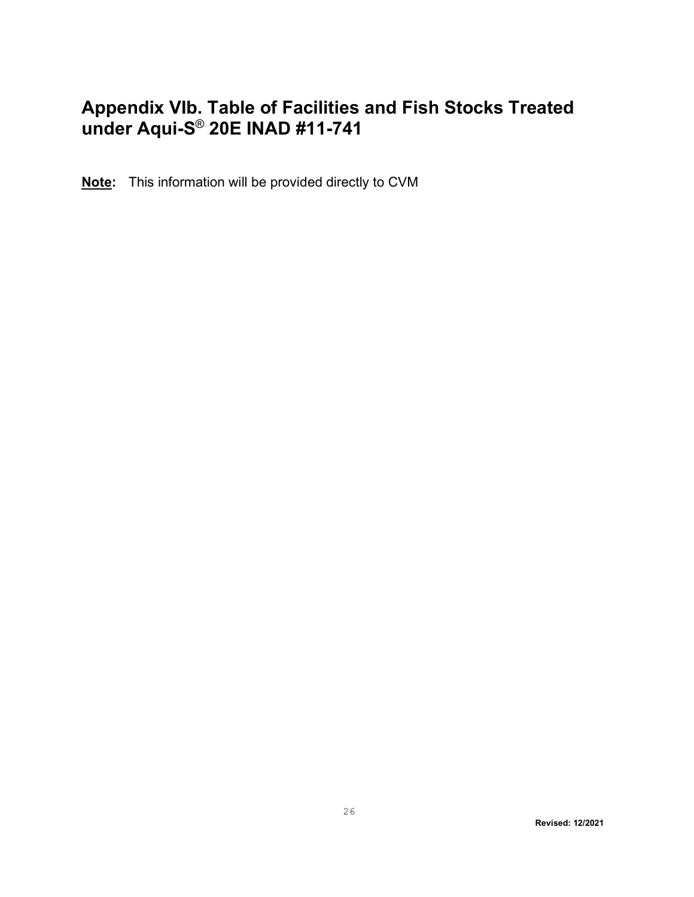# Appendix VIb. Table of Facilities and Fish Stocks Treated under Aqui-S® 20E INAD #11-741

**Note:** This information will be provided directly to CVM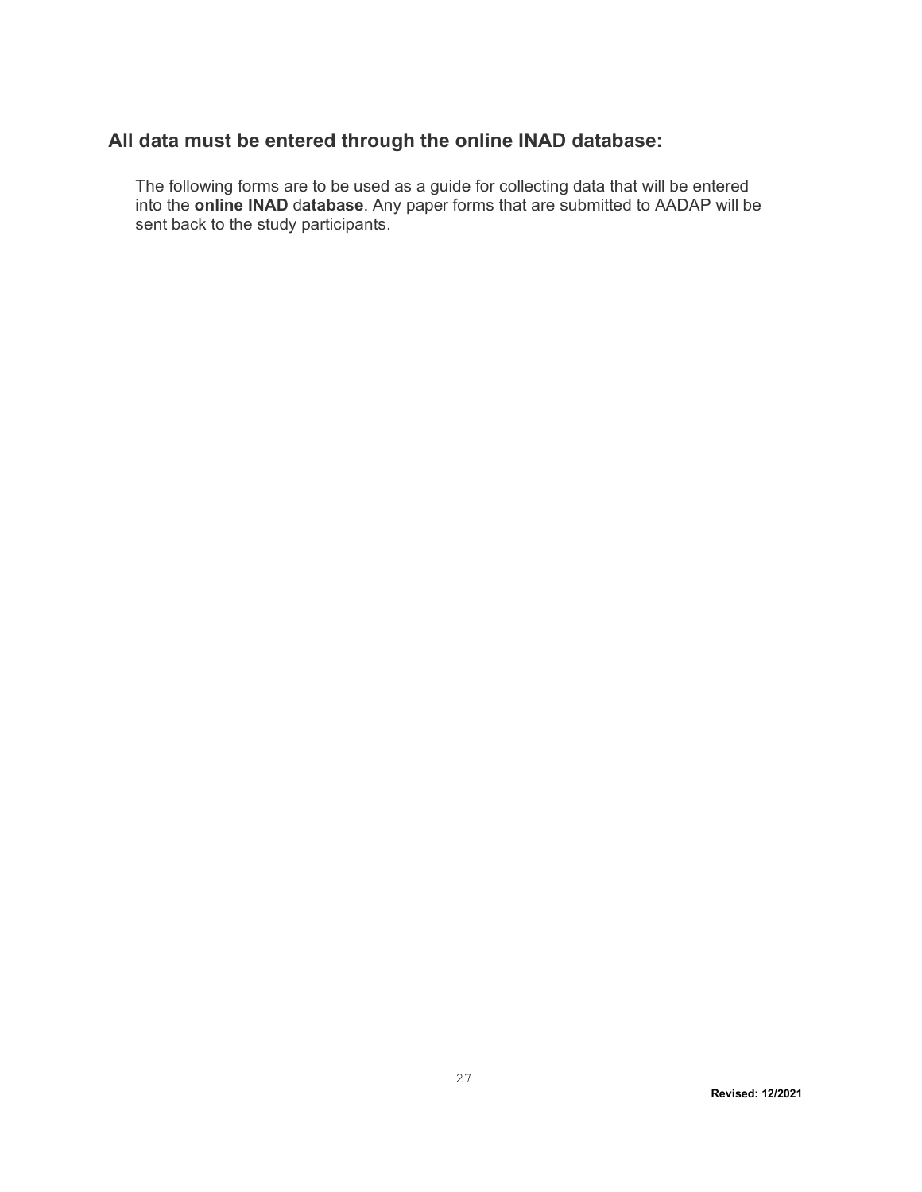## All data must be entered through the online INAD database:

The following forms are to be used as a guide for collecting data that will be entered into the **online INAD** d**atabase**. Any paper forms that are submitted to AADAP will be sent back to the study participants.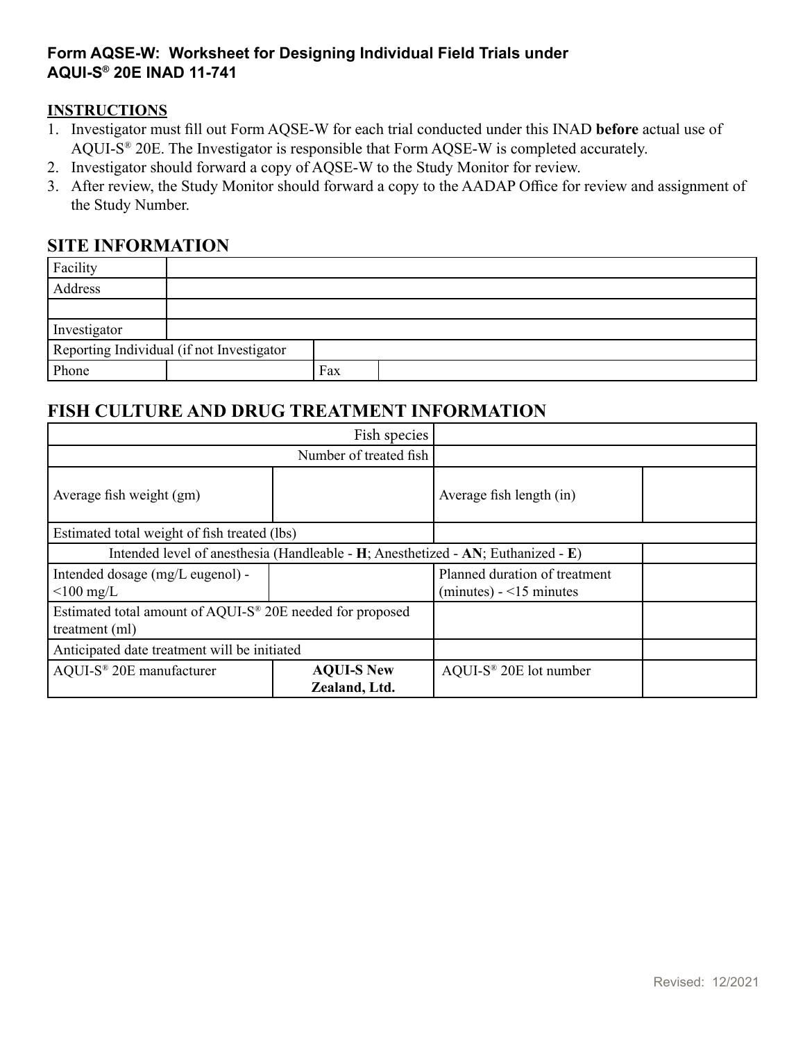**Form AQSE-W: Worksheet for Designing Individual Field Trials under AQUI-S® 20E INAD 11-741**

**INSTRUCTIONS**

1. Investigator must fill out Form AQSE-W for each trial conducted under this INAD **before** actual use of AQUI-S® 20E. The Investigator is responsible that Form AQSE-W is completed accurately.
2. Investigator should forward a copy of AQSE-W to the Study Monitor for review.
3. After review, the Study Monitor should forward a copy to the AADAP Office for review and assignment of the Study Number.

## SITE INFORMATION

| | | | |
|---|---|---|---|
| Facility | | | |
| Address | | | |
| | | | |
| Investigator | | | |
| Reporting Individual (if not Investigator | | | |
| Phone | | Fax | |

## FISH CULTURE AND DRUG TREATMENT INFORMATION

| | | | |
|---|---|---|---|
| Fish species | | | |
| Number of treated fish | | | |
| Average fish weight (gm) | | Average fish length (in) | |
| Estimated total weight of fish treated (lbs) | | | |
| Intended level of anesthesia (Handleable - **H**; Anesthetized - **AN**; Euthanized - **E**) | | | |
| Intended dosage (mg/L eugenol) - <100 mg/L | | Planned duration of treatment (minutes) - <15 minutes | |
| Estimated total amount of AQUI-S® 20E needed for proposed treatment (ml) | | | |
| Anticipated date treatment will be initiated | | | |
| AQUI-S® 20E manufacturer | **AQUI-S New Zealand, Ltd.** | AQUI-S® 20E lot number | |

Revised: 12/2021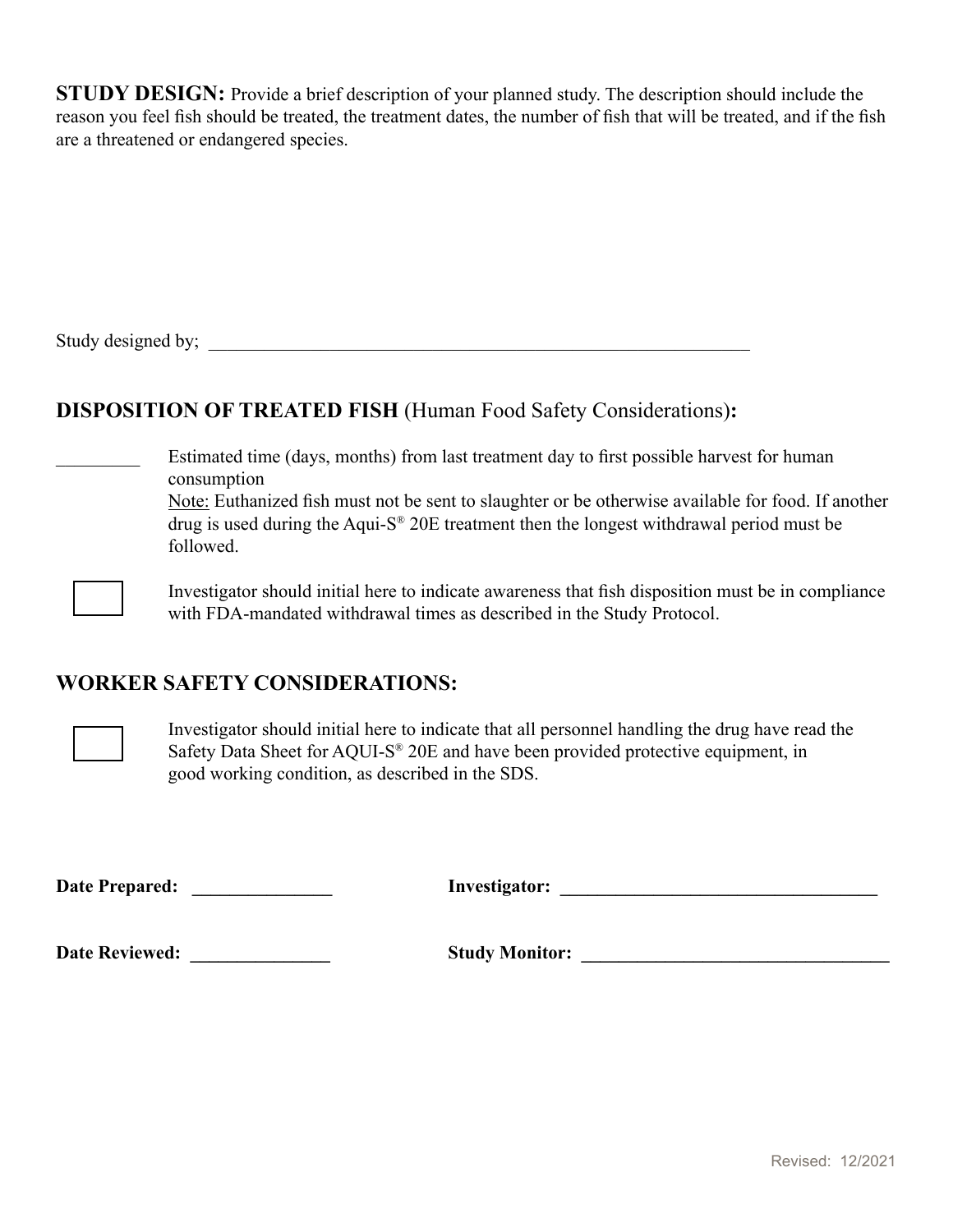**STUDY DESIGN:** Provide a brief description of your planned study. The description should include the reason you feel fish should be treated, the treatment dates, the number of fish that will be treated, and if the fish are a threatened or endangered species.

Study designed by; ____________________________________________________________

## DISPOSITION OF TREATED FISH (Human Food Safety Considerations):

_________ Estimated time (days, months) from last treatment day to first possible harvest for human consumption

Note: Euthanized fish must not be sent to slaughter or be otherwise available for food. If another drug is used during the Aqui-S® 20E treatment then the longest withdrawal period must be followed.

☐ Investigator should initial here to indicate awareness that fish disposition must be in compliance with FDA-mandated withdrawal times as described in the Study Protocol.

## WORKER SAFETY CONSIDERATIONS:

☐ Investigator should initial here to indicate that all personnel handling the drug have read the Safety Data Sheet for AQUI-S® 20E and have been provided protective equipment, in good working condition, as described in the SDS.

**Date Prepared:** _______________ **Investigator:** ___________________________________

**Date Reviewed:** _______________ **Study Monitor:** _________________________________

Revised: 12/2021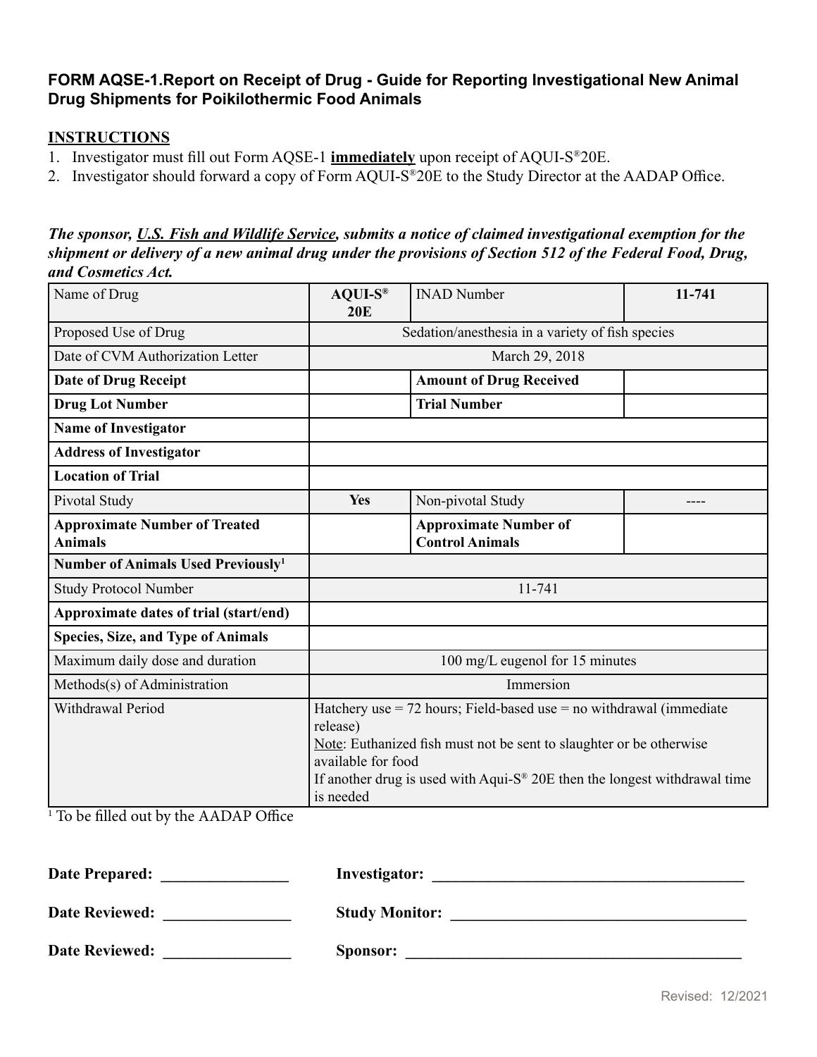**FORM AQSE-1.Report on Receipt of Drug - Guide for Reporting Investigational New Animal Drug Shipments for Poikilothermic Food Animals**

**<u>INSTRUCTIONS</u>**

1. Investigator must fill out Form AQSE-1 **<u>immediately</u>** upon receipt of AQUI-S®20E.
2. Investigator should forward a copy of Form AQUI-S®20E to the Study Director at the AADAP Office.

***The sponsor, <u>U.S. Fish and Wildlife Service</u>, submits a notice of claimed investigational exemption for the shipment or delivery of a new animal drug under the provisions of Section 512 of the Federal Food, Drug, and Cosmetics Act.***

| Name of Drug | **AQUI-S® 20E** | INAD Number | **11-741** |
|---|---|---|---|
| Proposed Use of Drug | Sedation/anesthesia in a variety of fish species | | |
| Date of CVM Authorization Letter | March 29, 2018 | | |
| **Date of Drug Receipt** | | **Amount of Drug Received** | |
| **Drug Lot Number** | | **Trial Number** | |
| **Name of Investigator** | | | |
| **Address of Investigator** | | | |
| **Location of Trial** | | | |
| Pivotal Study | **Yes** | Non-pivotal Study | ---- |
| **Approximate Number of Treated Animals** | | **Approximate Number of Control Animals** | |
| **Number of Animals Used Previously[1]** | | | |
| Study Protocol Number | 11-741 | | |
| **Approximate dates of trial (start/end)** | | | |
| **Species, Size, and Type of Animals** | | | |
| Maximum daily dose and duration | 100 mg/L eugenol for 15 minutes | | |
| Methods(s) of Administration | Immersion | | |
| Withdrawal Period | Hatchery use = 72 hours; Field-based use = no withdrawal (immediate release)<br><u>Note</u>: Euthanized fish must not be sent to slaughter or be otherwise available for food<br>If another drug is used with Aqui-S® 20E then the longest withdrawal time is needed | | |

[1] To be filled out by the AADAP Office

**Date Prepared:** ________________ **Investigator:** ________________________________________

**Date Reviewed:** ________________ **Study Monitor:** ______________________________________

**Date Reviewed:** ________________ **Sponsor:** ___________________________________________

Revised: 12/2021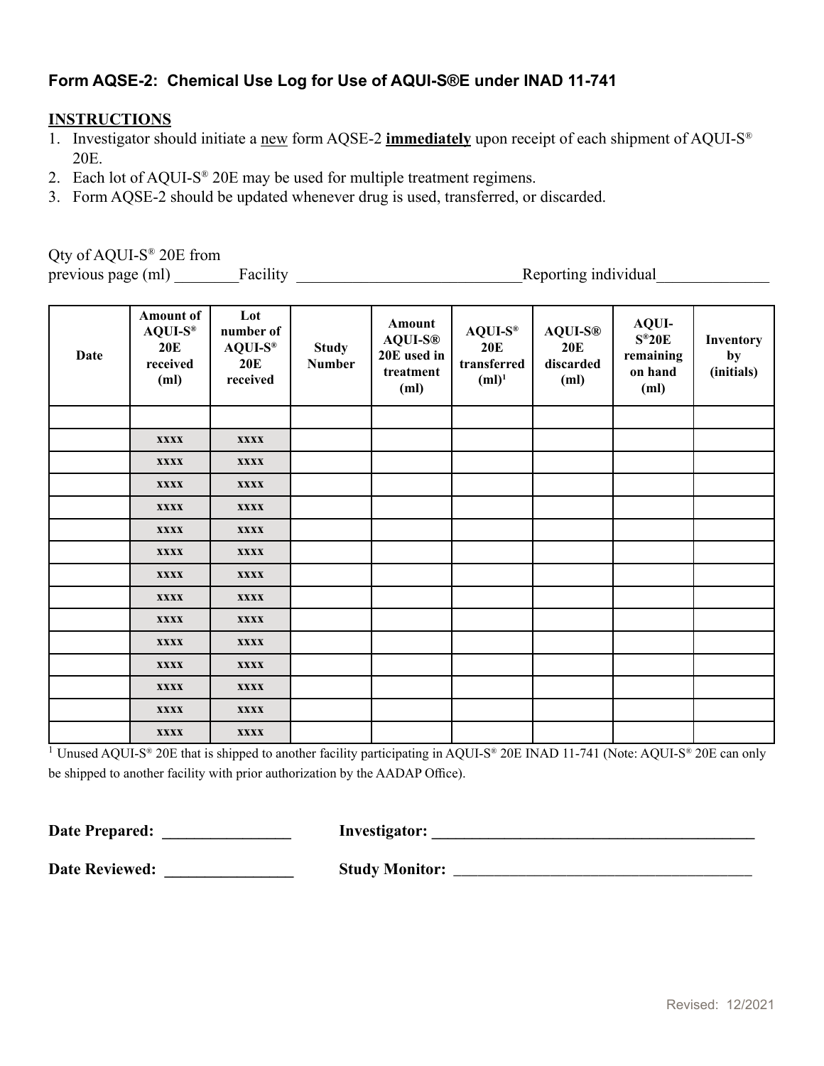## Form AQSE-2: Chemical Use Log for Use of AQUI-S®E under INAD 11-741

**INSTRUCTIONS**

1. Investigator should initiate a new form AQSE-2 **immediately** upon receipt of each shipment of AQUI-S® 20E.
2. Each lot of AQUI-S® 20E may be used for multiple treatment regimens.
3. Form AQSE-2 should be updated whenever drug is used, transferred, or discarded.

Qty of AQUI-S® 20E from previous page (ml) ________Facility ____________________________Reporting individual______________

| Date | Amount of AQUI-S® 20E received (ml) | Lot number of AQUI-S® 20E received | Study Number | Amount AQUI-S® 20E used in treatment (ml) | AQUI-S® 20E transferred (ml)[1] | AQUI-S® 20E discarded (ml) | AQUI-S®20E remaining on hand (ml) | Inventory by (initials) |
|---|---|---|---|---|---|---|---|---|
| | | | | | | | | |
| | xxxx | xxxx | | | | | | |
| | xxxx | xxxx | | | | | | |
| | xxxx | xxxx | | | | | | |
| | xxxx | xxxx | | | | | | |
| | xxxx | xxxx | | | | | | |
| | xxxx | xxxx | | | | | | |
| | xxxx | xxxx | | | | | | |
| | xxxx | xxxx | | | | | | |
| | xxxx | xxxx | | | | | | |
| | xxxx | xxxx | | | | | | |
| | xxxx | xxxx | | | | | | |
| | xxxx | xxxx | | | | | | |
| | xxxx | xxxx | | | | | | |
| | xxxx | xxxx | | | | | | |

[1] Unused AQUI-S® 20E that is shipped to another facility participating in AQUI-S® 20E INAD 11-741 (Note: AQUI-S® 20E can only be shipped to another facility with prior authorization by the AADAP Office).

**Date Prepared:** ________________ **Investigator:** __________________________________________

**Date Reviewed:** ________________ **Study Monitor:** ______________________________________

Revised: 12/2021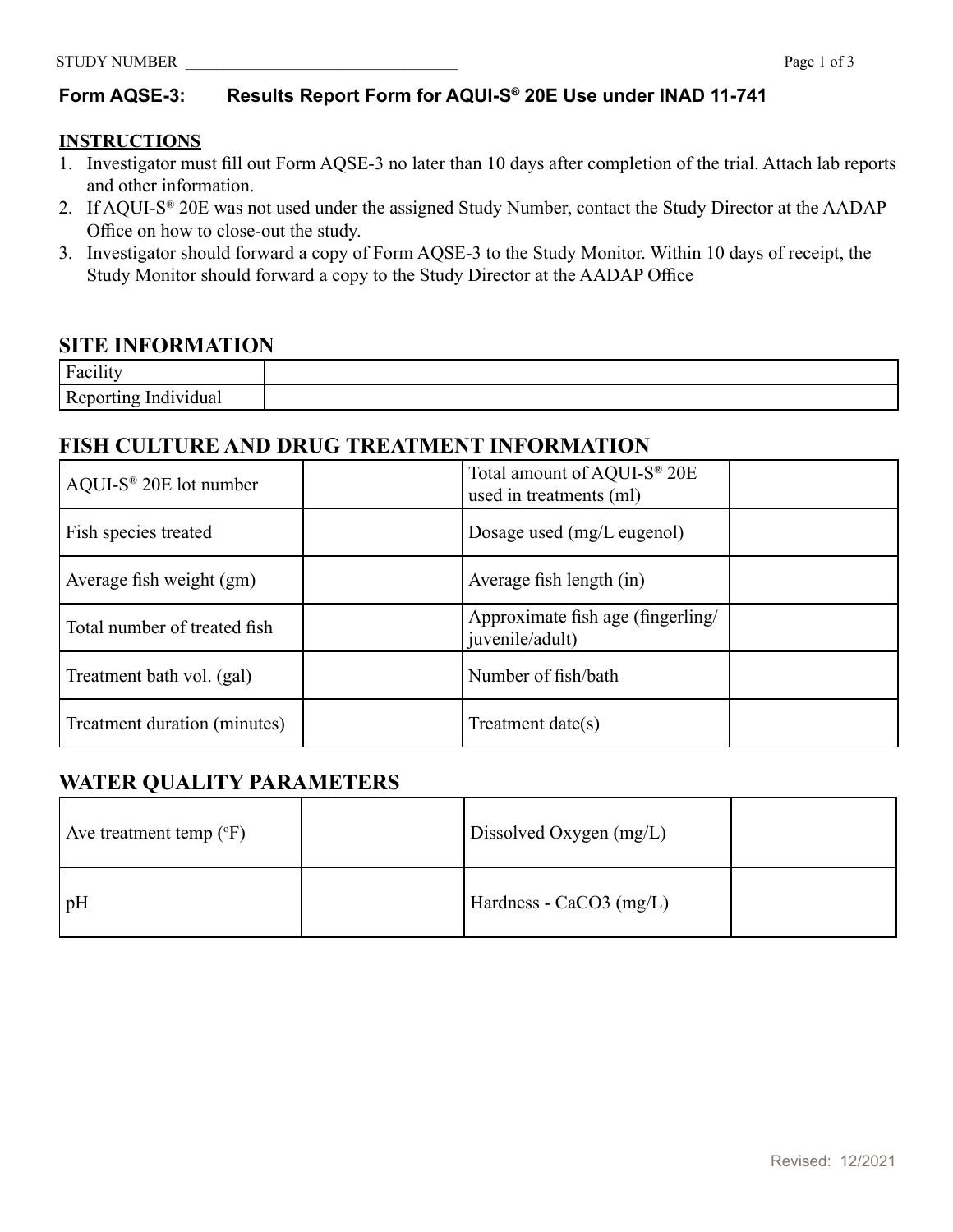STUDY NUMBER ___________________________________

**Form AQSE-3: Results Report Form for AQUI-S® 20E Use under INAD 11-741**

**INSTRUCTIONS**

1. Investigator must fill out Form AQSE-3 no later than 10 days after completion of the trial. Attach lab reports and other information.
2. If AQUI-S® 20E was not used under the assigned Study Number, contact the Study Director at the AADAP Office on how to close-out the study.
3. Investigator should forward a copy of Form AQSE-3 to the Study Monitor. Within 10 days of receipt, the Study Monitor should forward a copy to the Study Director at the AADAP Office

## SITE INFORMATION

| | |
|---|---|
| Facility | |
| Reporting Individual | |

## FISH CULTURE AND DRUG TREATMENT INFORMATION

| | | | |
|---|---|---|---|
| AQUI-S® 20E lot number | | Total amount of AQUI-S® 20E used in treatments (ml) | |
| Fish species treated | | Dosage used (mg/L eugenol) | |
| Average fish weight (gm) | | Average fish length (in) | |
| Total number of treated fish | | Approximate fish age (fingerling/ juvenile/adult) | |
| Treatment bath vol. (gal) | | Number of fish/bath | |
| Treatment duration (minutes) | | Treatment date(s) | |

## WATER QUALITY PARAMETERS

| | | | |
|---|---|---|---|
| Ave treatment temp (°F) | | Dissolved Oxygen (mg/L) | |
| pH | | Hardness - $CaCO_3$ (mg/L) | |

Revised: 12/2021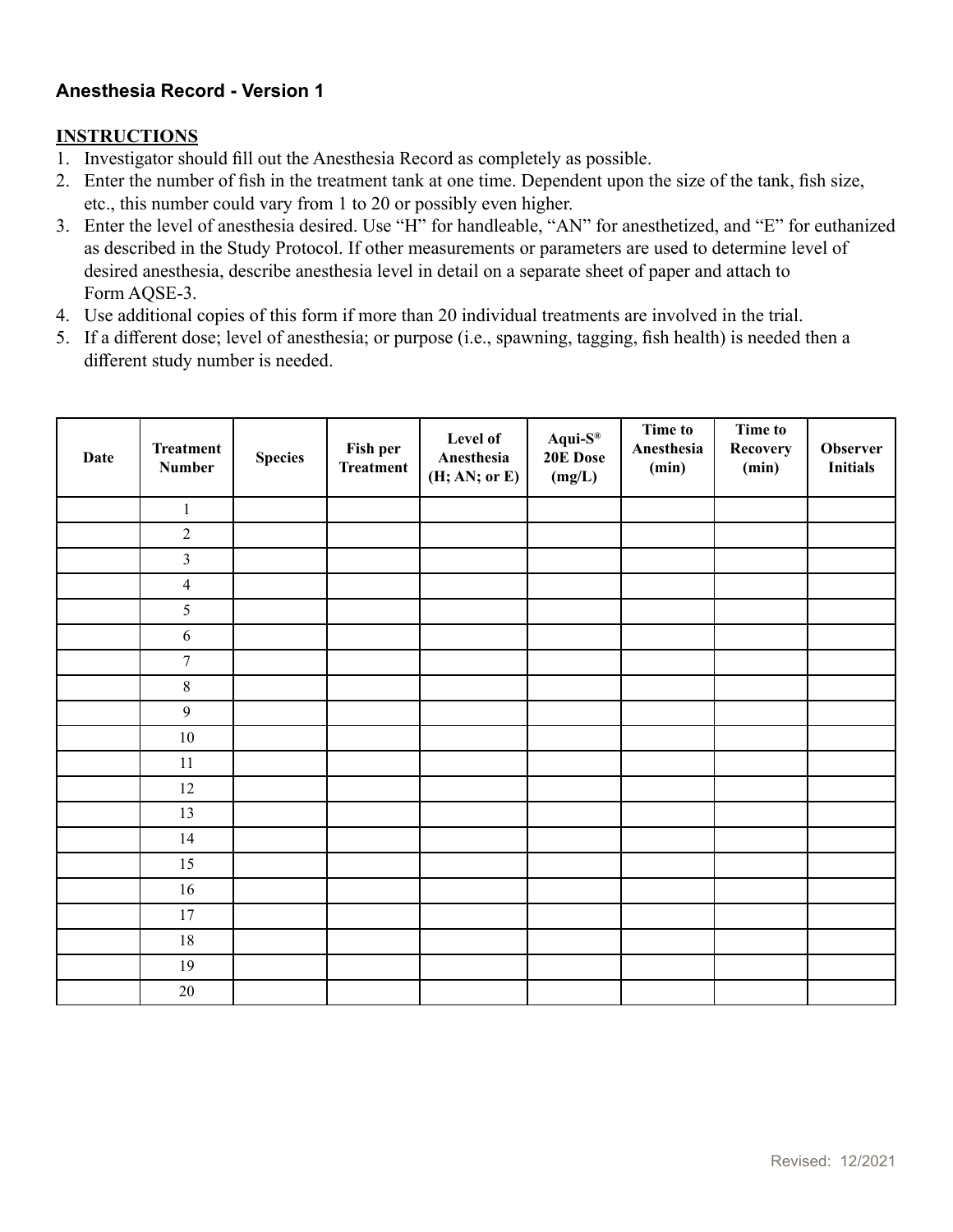**Anesthesia Record - Version 1**

**INSTRUCTIONS**

1. Investigator should fill out the Anesthesia Record as completely as possible.
2. Enter the number of fish in the treatment tank at one time. Dependent upon the size of the tank, fish size, etc., this number could vary from 1 to 20 or possibly even higher.
3. Enter the level of anesthesia desired. Use "H" for handleable, "AN" for anesthetized, and "E" for euthanized as described in the Study Protocol. If other measurements or parameters are used to determine level of desired anesthesia, describe anesthesia level in detail on a separate sheet of paper and attach to Form AQSE-3.
4. Use additional copies of this form if more than 20 individual treatments are involved in the trial.
5. If a different dose; level of anesthesia; or purpose (i.e., spawning, tagging, fish health) is needed then a different study number is needed.

| Date | Treatment Number | Species | Fish per Treatment | Level of Anesthesia (H; AN; or E) | Aqui-S® 20E Dose (mg/L) | Time to Anesthesia (min) | Time to Recovery (min) | Observer Initials |
|---|---|---|---|---|---|---|---|---|
| | 1 | | | | | | | |
| | 2 | | | | | | | |
| | 3 | | | | | | | |
| | 4 | | | | | | | |
| | 5 | | | | | | | |
| | 6 | | | | | | | |
| | 7 | | | | | | | |
| | 8 | | | | | | | |
| | 9 | | | | | | | |
| | 10 | | | | | | | |
| | 11 | | | | | | | |
| | 12 | | | | | | | |
| | 13 | | | | | | | |
| | 14 | | | | | | | |
| | 15 | | | | | | | |
| | 16 | | | | | | | |
| | 17 | | | | | | | |
| | 18 | | | | | | | |
| | 19 | | | | | | | |
| | 20 | | | | | | | |

Revised: 12/2021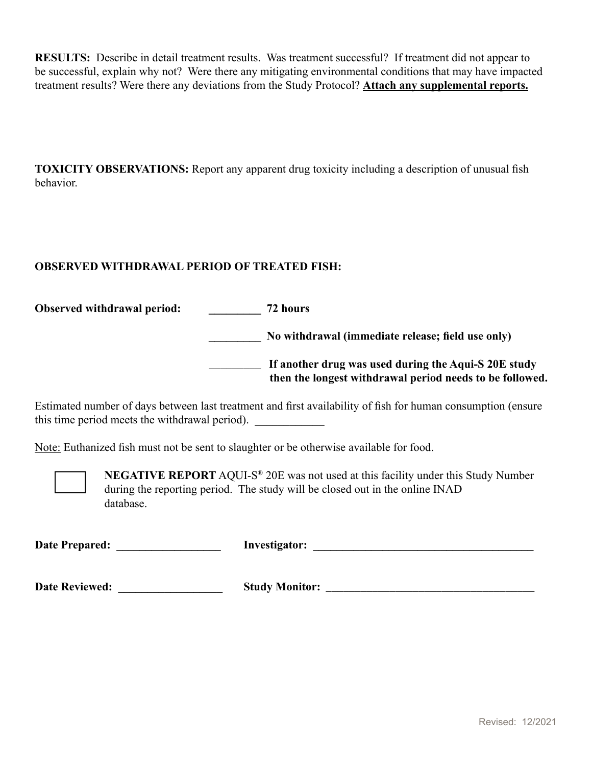**RESULTS:** Describe in detail treatment results. Was treatment successful? If treatment did not appear to be successful, explain why not? Were there any mitigating environmental conditions that may have impacted treatment results? Were there any deviations from the Study Protocol? **Attach any supplemental reports.**

**TOXICITY OBSERVATIONS:** Report any apparent drug toxicity including a description of unusual fish behavior.

**OBSERVED WITHDRAWAL PERIOD OF TREATED FISH:**

**Observed withdrawal period:** _________ **72 hours**

_________ **No withdrawal (immediate release; field use only)**

_________ **If another drug was used during the Aqui-S 20E study then the longest withdrawal period needs to be followed.**

Estimated number of days between last treatment and first availability of fish for human consumption (ensure this time period meets the withdrawal period). ____________

Note: Euthanized fish must not be sent to slaughter or be otherwise available for food.

☐ **NEGATIVE REPORT** AQUI-S® 20E was not used at this facility under this Study Number during the reporting period. The study will be closed out in the online INAD database.

**Date Prepared:** __________________ **Investigator:** _______________________________________

**Date Reviewed:** __________________ **Study Monitor:** ____________________________________

Revised: 12/2021